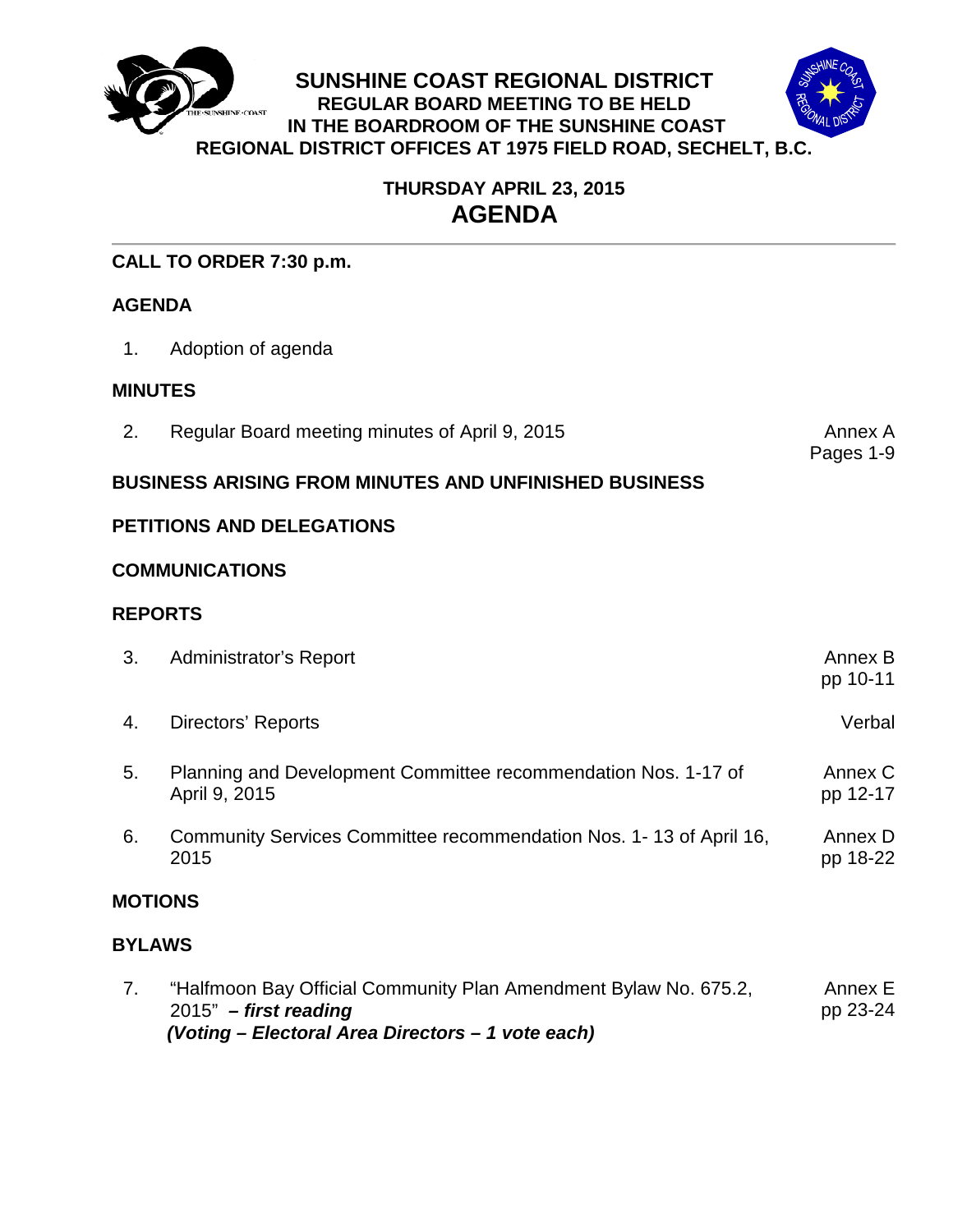# SUNSHINE COAST REGIONAL DISTRICT

**REGULAR BOARD MEETING TO BE HELD IN THE BOARDROOM OF THE SUNSHINE COAST REGIONAL DISTRICT OFFICES AT 1975 FIELD ROAD, SECHELT, B.C.**

**THURSDAY APRIL 23, 2015**

# AGENDA

---

**CALL TO ORDER 7:30 p.m.**

## AGENDA

1. Adoption of agenda

## MINUTES

| | | |
|---|---|---|
| 2. | Regular Board meeting minutes of April 9, 2015 | Annex A Pages 1-9 |

## BUSINESS ARISING FROM MINUTES AND UNFINISHED BUSINESS

## PETITIONS AND DELEGATIONS

## COMMUNICATIONS

## REPORTS

| | | |
|---|---|---|
| 3. | Administrator's Report | Annex B pp 10-11 |
| 4. | Directors' Reports | Verbal |
| 5. | Planning and Development Committee recommendation Nos. 1-17 of April 9, 2015 | Annex C pp 12-17 |
| 6. | Community Services Committee recommendation Nos. 1- 13 of April 16, 2015 | Annex D pp 18-22 |

## MOTIONS

## BYLAWS

| | | |
|---|---|---|
| 7. | "Halfmoon Bay Official Community Plan Amendment Bylaw No. 675.2, 2015" ***– first reading*** ***(Voting – Electoral Area Directors – 1 vote each)*** | Annex E pp 23-24 |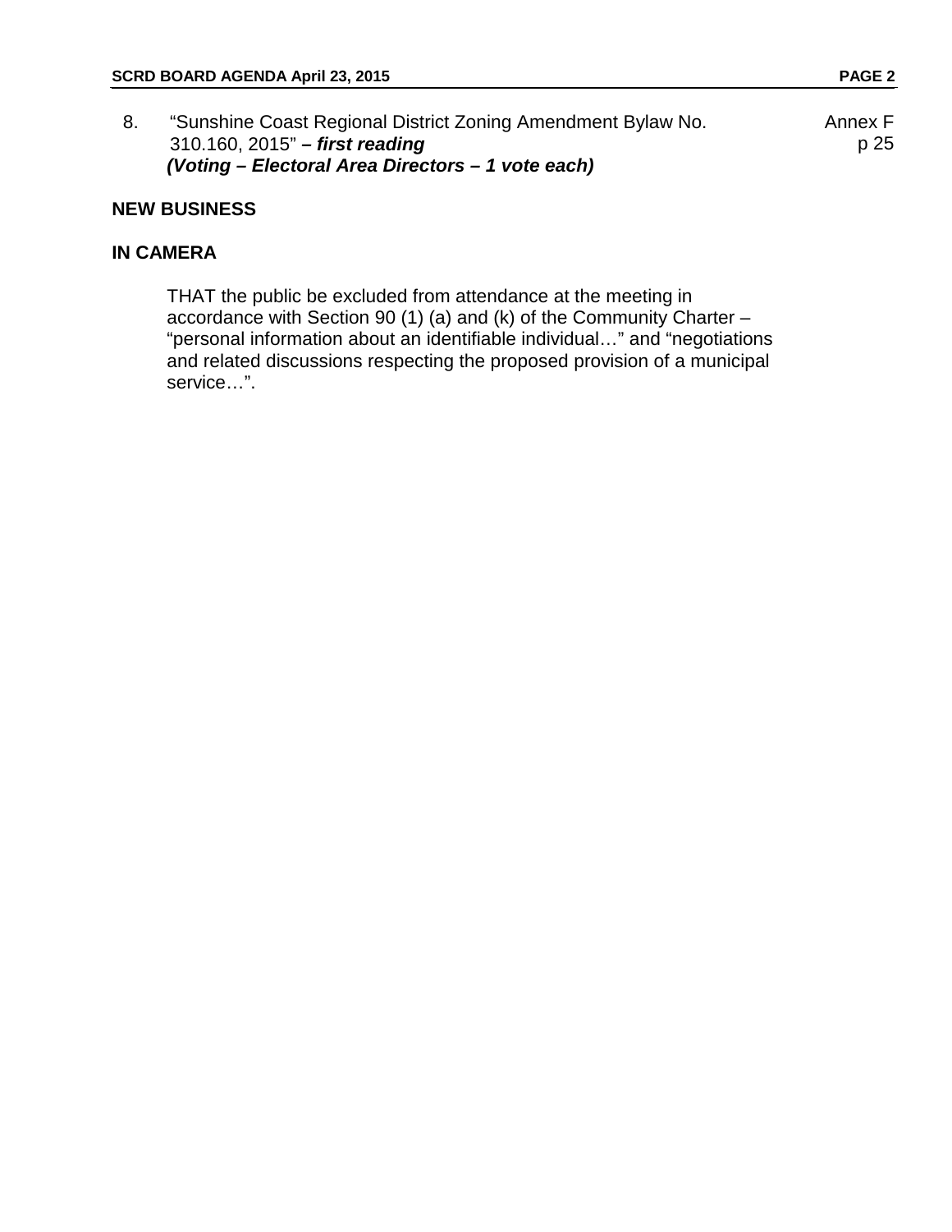8. “Sunshine Coast Regional District Zoning Amendment Bylaw No. 310.160, 2015” ***– first reading*** — Annex F, p 25
   ***(Voting – Electoral Area Directors – 1 vote each)***

**NEW BUSINESS**

**IN CAMERA**

THAT the public be excluded from attendance at the meeting in accordance with Section 90 (1) (a) and (k) of the Community Charter – “personal information about an identifiable individual…” and “negotiations and related discussions respecting the proposed provision of a municipal service…”.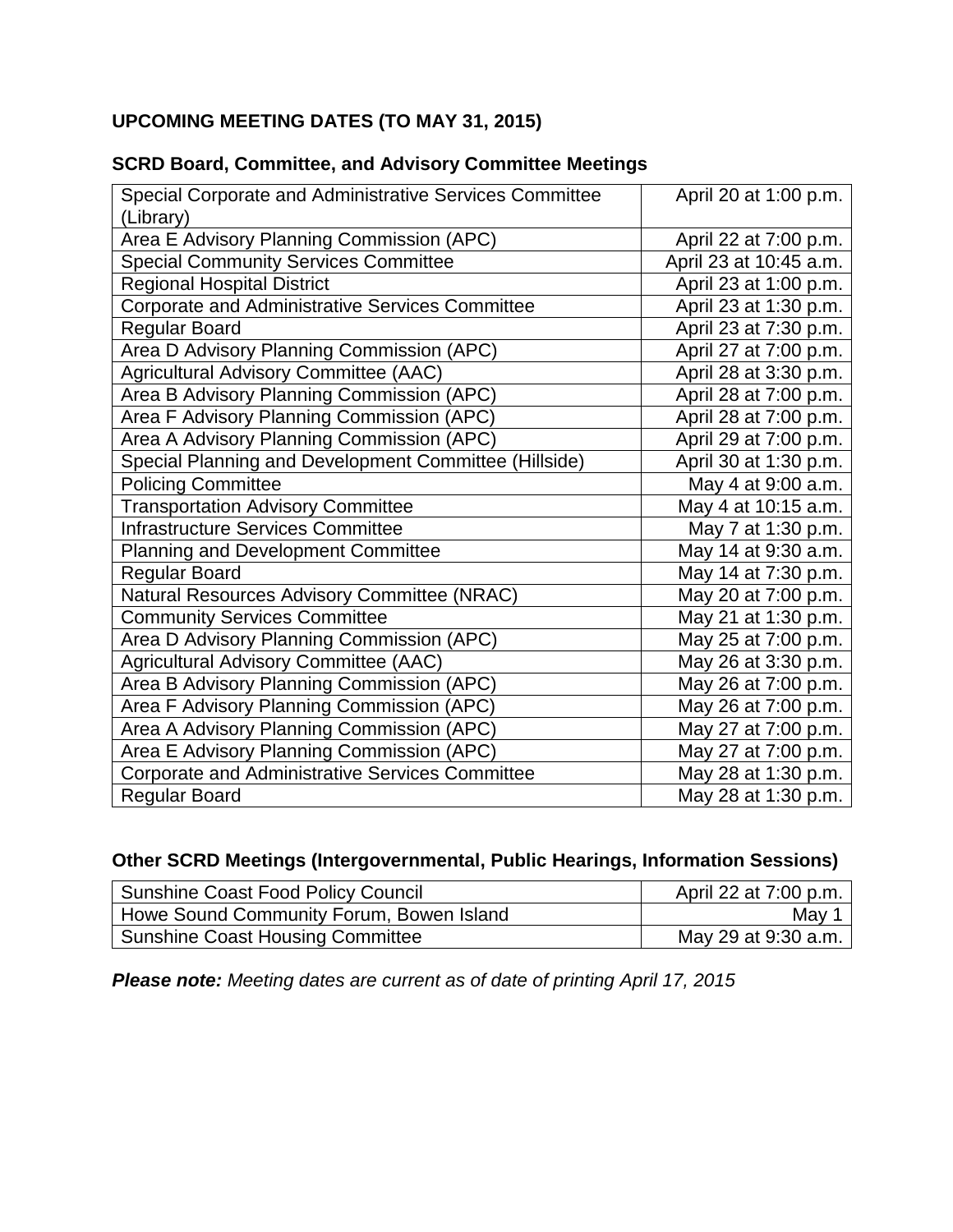## UPCOMING MEETING DATES (TO MAY 31, 2015)

### SCRD Board, Committee, and Advisory Committee Meetings

| Meeting | Date |
|---|---:|
| Special Corporate and Administrative Services Committee (Library) | April 20 at 1:00 p.m. |
| Area E Advisory Planning Commission (APC) | April 22 at 7:00 p.m. |
| Special Community Services Committee | April 23 at 10:45 a.m. |
| Regional Hospital District | April 23 at 1:00 p.m. |
| Corporate and Administrative Services Committee | April 23 at 1:30 p.m. |
| Regular Board | April 23 at 7:30 p.m. |
| Area D Advisory Planning Commission (APC) | April 27 at 7:00 p.m. |
| Agricultural Advisory Committee (AAC) | April 28 at 3:30 p.m. |
| Area B Advisory Planning Commission (APC) | April 28 at 7:00 p.m. |
| Area F Advisory Planning Commission (APC) | April 28 at 7:00 p.m. |
| Area A Advisory Planning Commission (APC) | April 29 at 7:00 p.m. |
| Special Planning and Development Committee (Hillside) | April 30 at 1:30 p.m. |
| Policing Committee | May 4 at 9:00 a.m. |
| Transportation Advisory Committee | May 4 at 10:15 a.m. |
| Infrastructure Services Committee | May 7 at 1:30 p.m. |
| Planning and Development Committee | May 14 at 9:30 a.m. |
| Regular Board | May 14 at 7:30 p.m. |
| Natural Resources Advisory Committee (NRAC) | May 20 at 7:00 p.m. |
| Community Services Committee | May 21 at 1:30 p.m. |
| Area D Advisory Planning Commission (APC) | May 25 at 7:00 p.m. |
| Agricultural Advisory Committee (AAC) | May 26 at 3:30 p.m. |
| Area B Advisory Planning Commission (APC) | May 26 at 7:00 p.m. |
| Area F Advisory Planning Commission (APC) | May 26 at 7:00 p.m. |
| Area A Advisory Planning Commission (APC) | May 27 at 7:00 p.m. |
| Area E Advisory Planning Commission (APC) | May 27 at 7:00 p.m. |
| Corporate and Administrative Services Committee | May 28 at 1:30 p.m. |
| Regular Board | May 28 at 1:30 p.m. |

### Other SCRD Meetings (Intergovernmental, Public Hearings, Information Sessions)

| Meeting | Date |
|---|---:|
| Sunshine Coast Food Policy Council | April 22 at 7:00 p.m. |
| Howe Sound Community Forum, Bowen Island | May 1 |
| Sunshine Coast Housing Committee | May 29 at 9:30 a.m. |

***Please note:*** *Meeting dates are current as of date of printing April 17, 2015*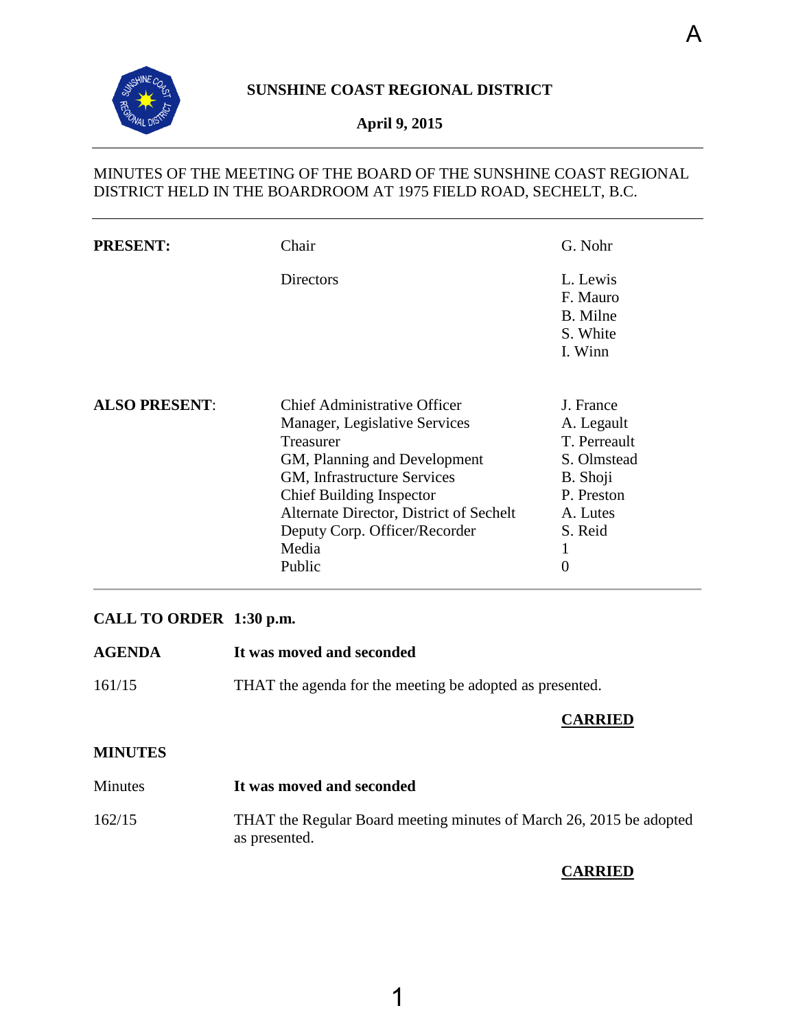A

**SUNSHINE COAST REGIONAL DISTRICT**

**April 9, 2015**

MINUTES OF THE MEETING OF THE BOARD OF THE SUNSHINE COAST REGIONAL DISTRICT HELD IN THE BOARDROOM AT 1975 FIELD ROAD, SECHELT, B.C.

| | | |
|---|---|---|
| **PRESENT:** | Chair | G. Nohr |
| | Directors | L. Lewis |
| | | F. Mauro |
| | | B. Milne |
| | | S. White |
| | | I. Winn |
| **ALSO PRESENT**: | Chief Administrative Officer | J. France |
| | Manager, Legislative Services | A. Legault |
| | Treasurer | T. Perreault |
| | GM, Planning and Development | S. Olmstead |
| | GM, Infrastructure Services | B. Shoji |
| | Chief Building Inspector | P. Preston |
| | Alternate Director, District of Sechelt | A. Lutes |
| | Deputy Corp. Officer/Recorder | S. Reid |
| | Media | 1 |
| | Public | 0 |

**CALL TO ORDER 1:30 p.m.**

**AGENDA** **It was moved and seconded**

161/15 THAT the agenda for the meeting be adopted as presented.

**CARRIED**

**MINUTES**

Minutes **It was moved and seconded**

162/15 THAT the Regular Board meeting minutes of March 26, 2015 be adopted as presented.

**CARRIED**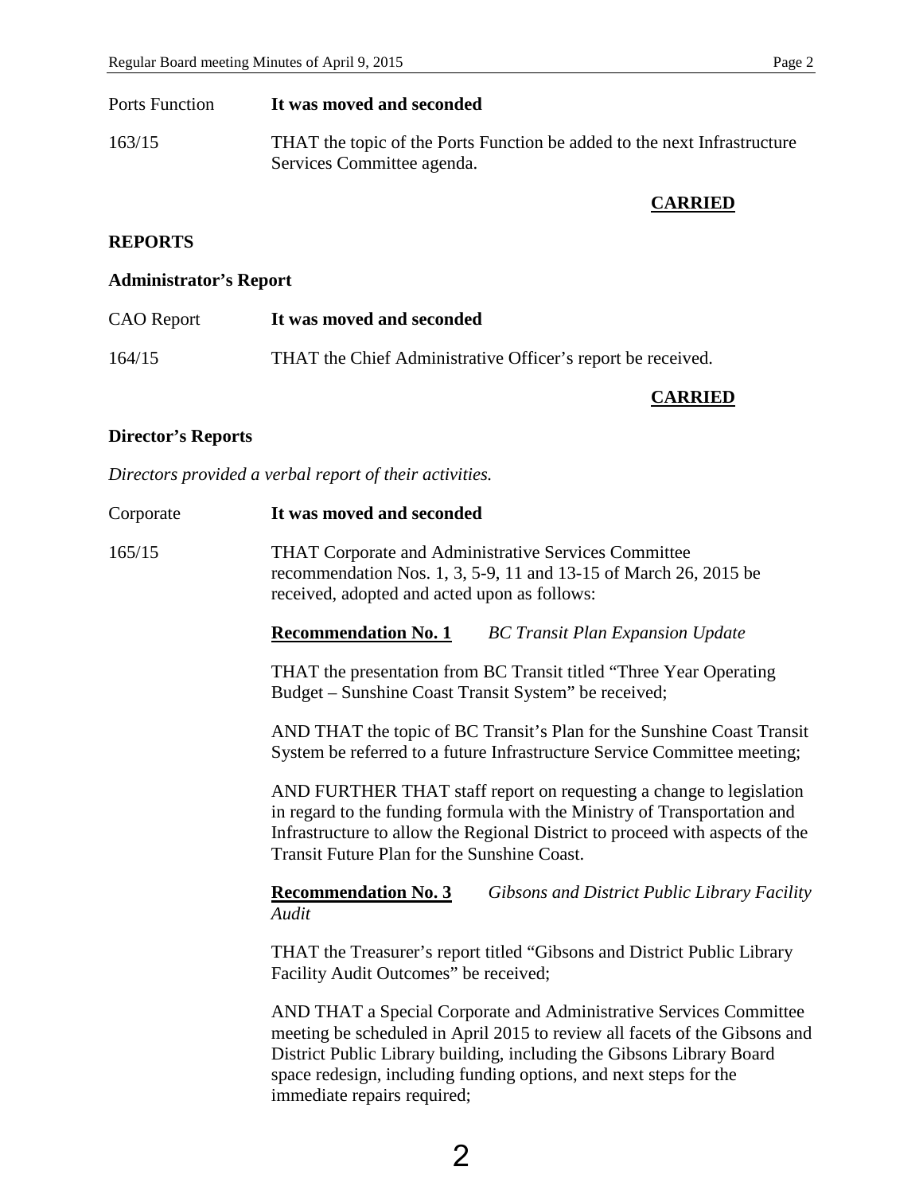Ports Function **It was moved and seconded**

163/15 THAT the topic of the Ports Function be added to the next Infrastructure Services Committee agenda.

**CARRIED**

**REPORTS**

**Administrator's Report**

CAO Report **It was moved and seconded**

164/15 THAT the Chief Administrative Officer's report be received.

**CARRIED**

**Director's Reports**

*Directors provided a verbal report of their activities.*

Corporate **It was moved and seconded**

165/15 THAT Corporate and Administrative Services Committee recommendation Nos. 1, 3, 5-9, 11 and 13-15 of March 26, 2015 be received, adopted and acted upon as follows:

**Recommendation No. 1** *BC Transit Plan Expansion Update*

THAT the presentation from BC Transit titled "Three Year Operating Budget – Sunshine Coast Transit System" be received;

AND THAT the topic of BC Transit's Plan for the Sunshine Coast Transit System be referred to a future Infrastructure Service Committee meeting;

AND FURTHER THAT staff report on requesting a change to legislation in regard to the funding formula with the Ministry of Transportation and Infrastructure to allow the Regional District to proceed with aspects of the Transit Future Plan for the Sunshine Coast.

**Recommendation No. 3** *Gibsons and District Public Library Facility Audit*

THAT the Treasurer's report titled "Gibsons and District Public Library Facility Audit Outcomes" be received;

AND THAT a Special Corporate and Administrative Services Committee meeting be scheduled in April 2015 to review all facets of the Gibsons and District Public Library building, including the Gibsons Library Board space redesign, including funding options, and next steps for the immediate repairs required;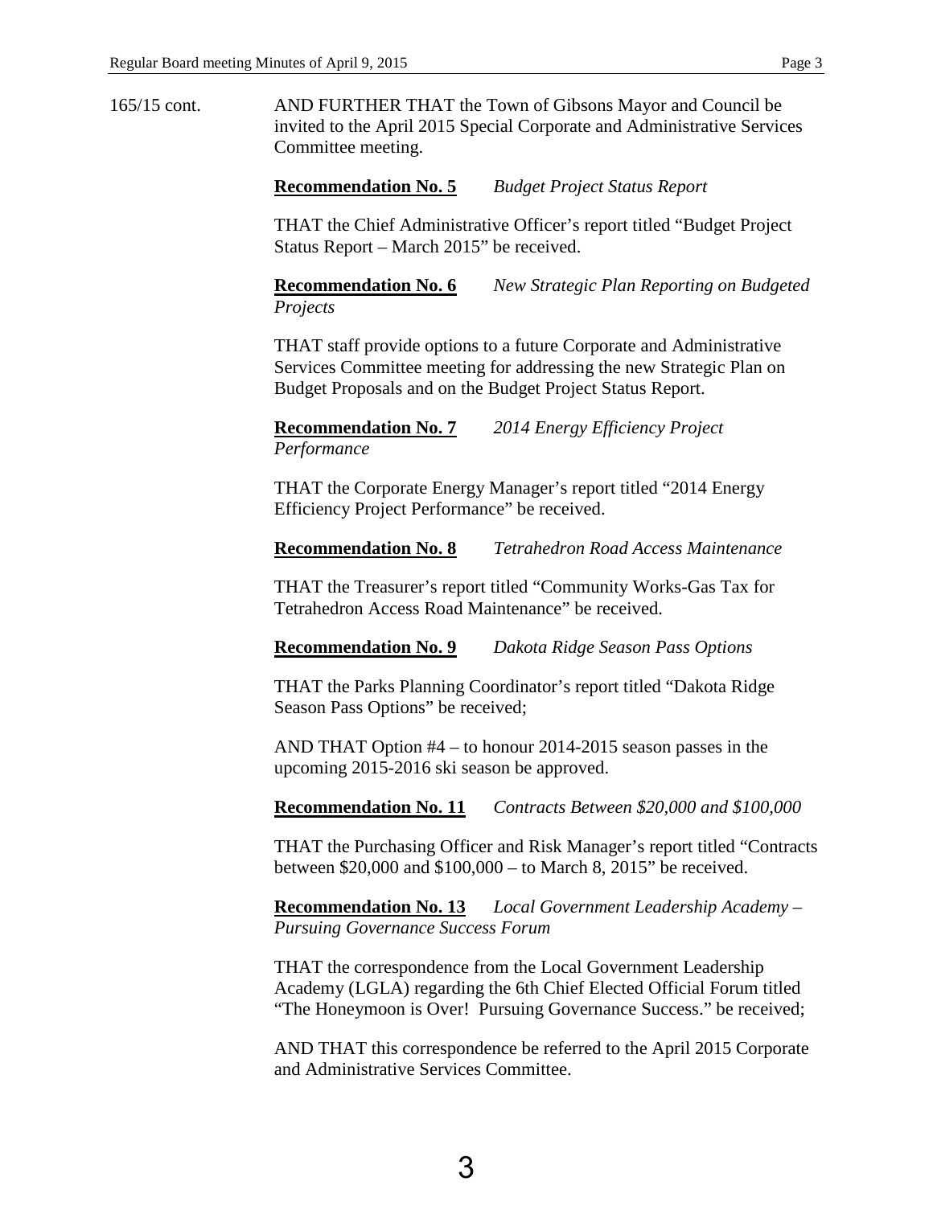165/15 cont. AND FURTHER THAT the Town of Gibsons Mayor and Council be invited to the April 2015 Special Corporate and Administrative Services Committee meeting.

**Recommendation No. 5** *Budget Project Status Report*

THAT the Chief Administrative Officer's report titled "Budget Project Status Report – March 2015" be received.

**Recommendation No. 6** *New Strategic Plan Reporting on Budgeted Projects*

THAT staff provide options to a future Corporate and Administrative Services Committee meeting for addressing the new Strategic Plan on Budget Proposals and on the Budget Project Status Report.

**Recommendation No. 7** *2014 Energy Efficiency Project Performance*

THAT the Corporate Energy Manager's report titled "2014 Energy Efficiency Project Performance" be received.

**Recommendation No. 8** *Tetrahedron Road Access Maintenance*

THAT the Treasurer's report titled "Community Works-Gas Tax for Tetrahedron Access Road Maintenance" be received.

**Recommendation No. 9** *Dakota Ridge Season Pass Options*

THAT the Parks Planning Coordinator's report titled "Dakota Ridge Season Pass Options" be received;

AND THAT Option #4 – to honour 2014-2015 season passes in the upcoming 2015-2016 ski season be approved.

**Recommendation No. 11** *Contracts Between $20,000 and $100,000*

THAT the Purchasing Officer and Risk Manager's report titled "Contracts between $20,000 and $100,000 – to March 8, 2015" be received.

**Recommendation No. 13** *Local Government Leadership Academy – Pursuing Governance Success Forum*

THAT the correspondence from the Local Government Leadership Academy (LGLA) regarding the 6th Chief Elected Official Forum titled "The Honeymoon is Over! Pursuing Governance Success." be received;

AND THAT this correspondence be referred to the April 2015 Corporate and Administrative Services Committee.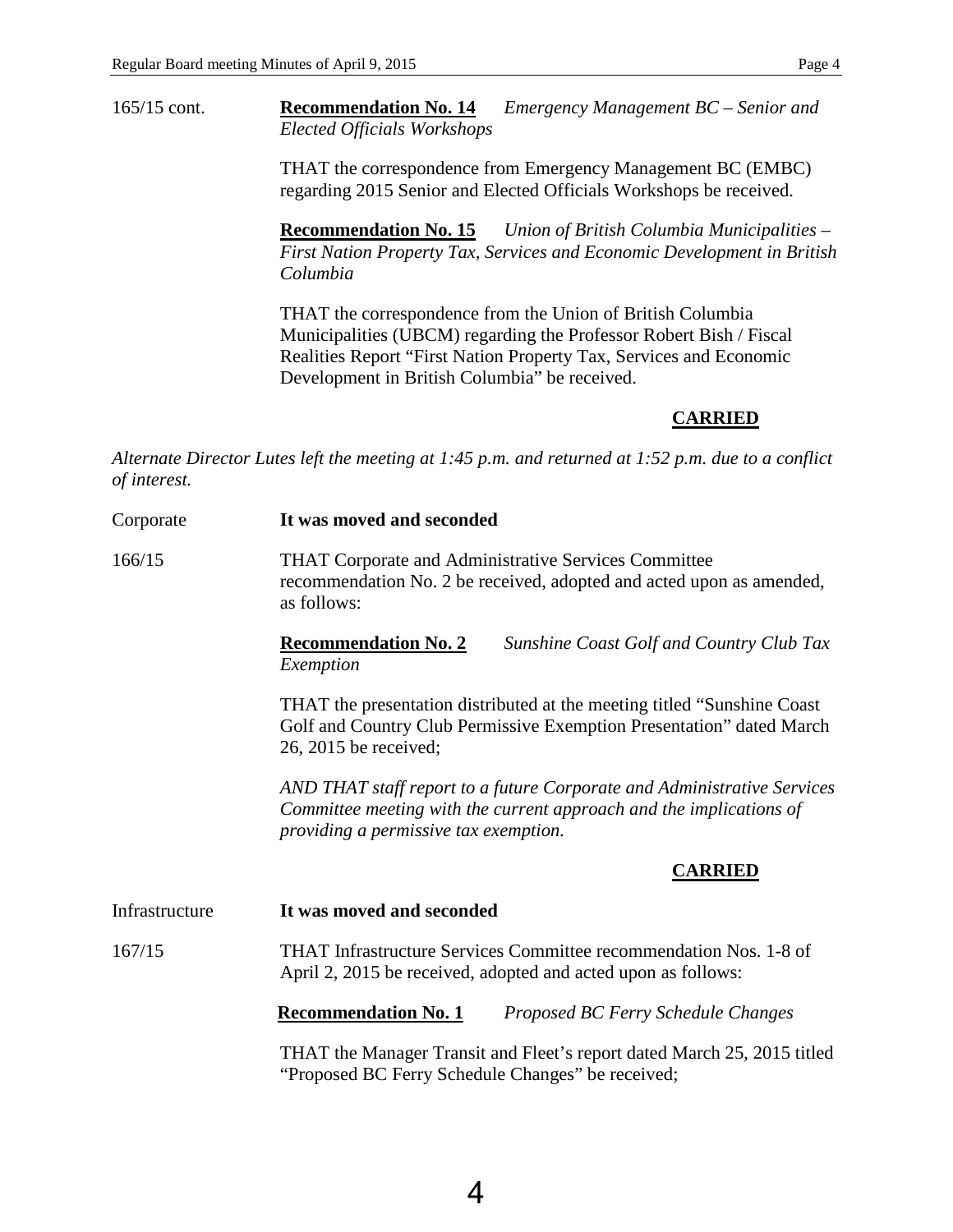165/15 cont. **Recommendation No. 14** *Emergency Management BC – Senior and Elected Officials Workshops*

THAT the correspondence from Emergency Management BC (EMBC) regarding 2015 Senior and Elected Officials Workshops be received.

**Recommendation No. 15** *Union of British Columbia Municipalities – First Nation Property Tax, Services and Economic Development in British Columbia*

THAT the correspondence from the Union of British Columbia Municipalities (UBCM) regarding the Professor Robert Bish / Fiscal Realities Report "First Nation Property Tax, Services and Economic Development in British Columbia" be received.

**CARRIED**

*Alternate Director Lutes left the meeting at 1:45 p.m. and returned at 1:52 p.m. due to a conflict of interest.*

Corporate **It was moved and seconded**

166/15 THAT Corporate and Administrative Services Committee recommendation No. 2 be received, adopted and acted upon as amended, as follows:

**Recommendation No. 2** *Sunshine Coast Golf and Country Club Tax Exemption*

THAT the presentation distributed at the meeting titled "Sunshine Coast Golf and Country Club Permissive Exemption Presentation" dated March 26, 2015 be received;

*AND THAT staff report to a future Corporate and Administrative Services Committee meeting with the current approach and the implications of providing a permissive tax exemption.*

**CARRIED**

Infrastructure **It was moved and seconded**

167/15 THAT Infrastructure Services Committee recommendation Nos. 1-8 of April 2, 2015 be received, adopted and acted upon as follows:

**Recommendation No. 1** *Proposed BC Ferry Schedule Changes*

THAT the Manager Transit and Fleet's report dated March 25, 2015 titled "Proposed BC Ferry Schedule Changes" be received;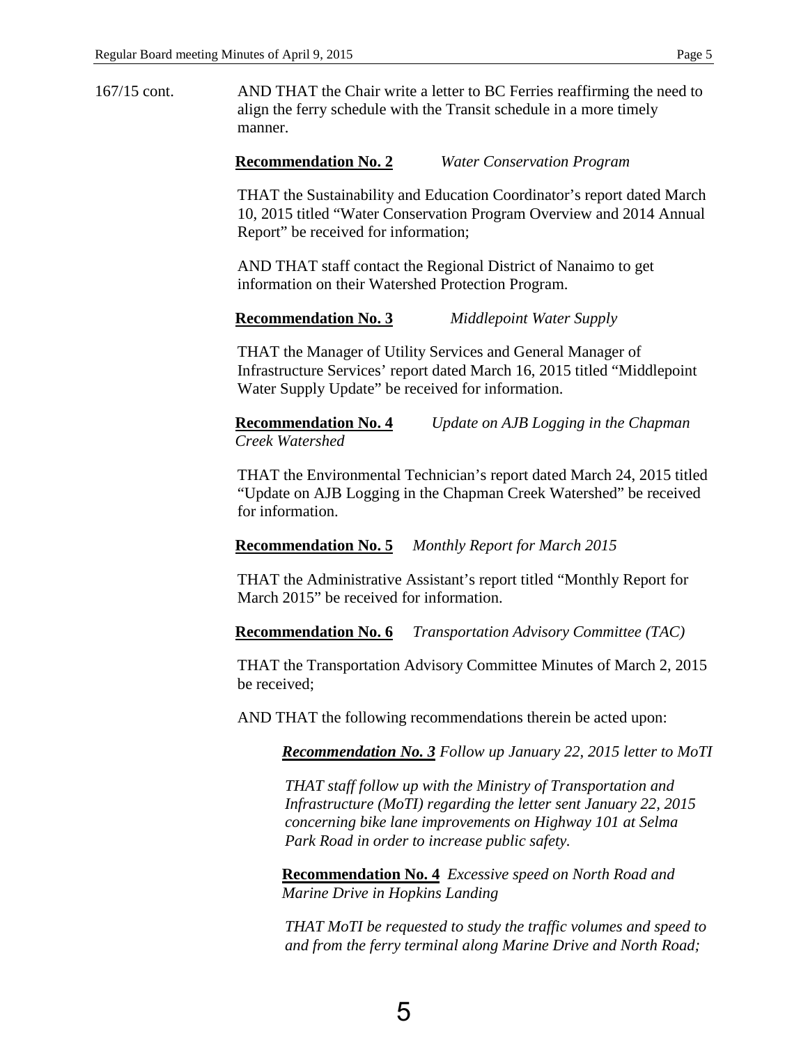167/15 cont. AND THAT the Chair write a letter to BC Ferries reaffirming the need to align the ferry schedule with the Transit schedule in a more timely manner.

**Recommendation No. 2** *Water Conservation Program*

THAT the Sustainability and Education Coordinator's report dated March 10, 2015 titled "Water Conservation Program Overview and 2014 Annual Report" be received for information;

AND THAT staff contact the Regional District of Nanaimo to get information on their Watershed Protection Program.

**Recommendation No. 3** *Middlepoint Water Supply*

THAT the Manager of Utility Services and General Manager of Infrastructure Services' report dated March 16, 2015 titled "Middlepoint Water Supply Update" be received for information.

**Recommendation No. 4** *Update on AJB Logging in the Chapman Creek Watershed*

THAT the Environmental Technician's report dated March 24, 2015 titled "Update on AJB Logging in the Chapman Creek Watershed" be received for information.

**Recommendation No. 5** *Monthly Report for March 2015*

THAT the Administrative Assistant's report titled "Monthly Report for March 2015" be received for information.

**Recommendation No. 6** *Transportation Advisory Committee (TAC)*

THAT the Transportation Advisory Committee Minutes of March 2, 2015 be received;

AND THAT the following recommendations therein be acted upon:

> ***Recommendation No. 3*** *Follow up January 22, 2015 letter to MoTI*
>
> *THAT staff follow up with the Ministry of Transportation and Infrastructure (MoTI) regarding the letter sent January 22, 2015 concerning bike lane improvements on Highway 101 at Selma Park Road in order to increase public safety.*
>
> **Recommendation No. 4** *Excessive speed on North Road and Marine Drive in Hopkins Landing*
>
> *THAT MoTI be requested to study the traffic volumes and speed to and from the ferry terminal along Marine Drive and North Road;*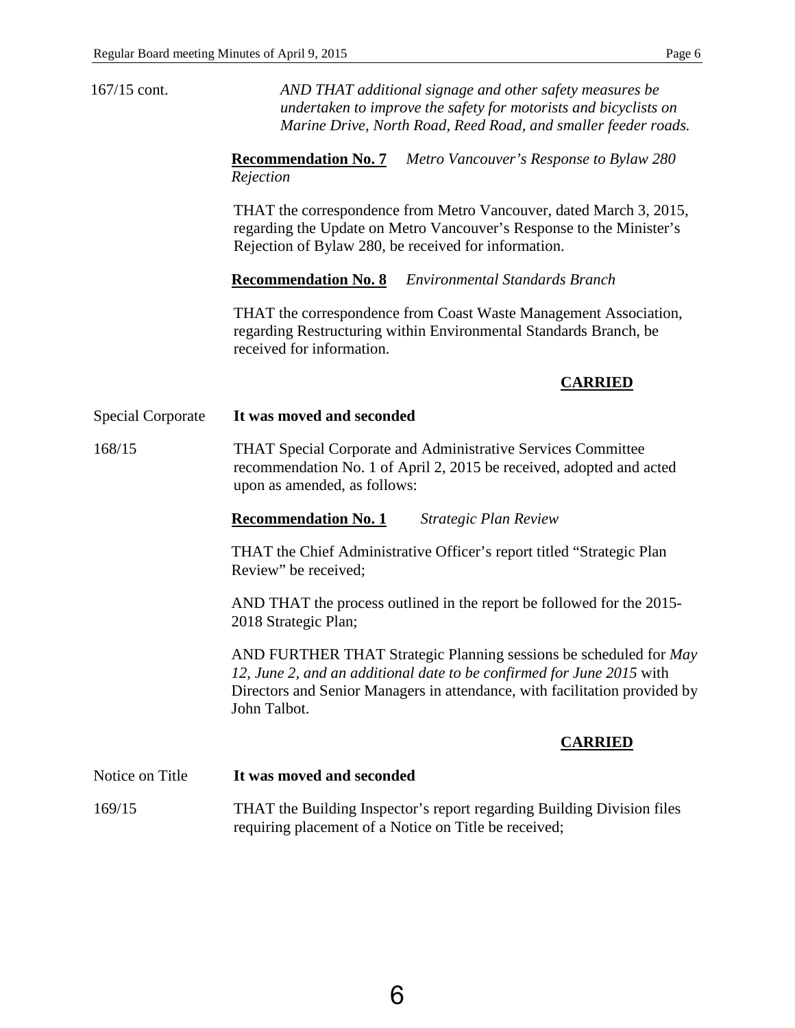167/15 cont.

*AND THAT additional signage and other safety measures be undertaken to improve the safety for motorists and bicyclists on Marine Drive, North Road, Reed Road, and smaller feeder roads.*

**Recommendation No. 7** *Metro Vancouver's Response to Bylaw 280 Rejection*

THAT the correspondence from Metro Vancouver, dated March 3, 2015, regarding the Update on Metro Vancouver's Response to the Minister's Rejection of Bylaw 280, be received for information.

**Recommendation No. 8** *Environmental Standards Branch*

THAT the correspondence from Coast Waste Management Association, regarding Restructuring within Environmental Standards Branch, be received for information.

**CARRIED**

Special Corporate

168/15

**It was moved and seconded**

THAT Special Corporate and Administrative Services Committee recommendation No. 1 of April 2, 2015 be received, adopted and acted upon as amended, as follows:

**Recommendation No. 1** *Strategic Plan Review*

THAT the Chief Administrative Officer's report titled "Strategic Plan Review" be received;

AND THAT the process outlined in the report be followed for the 2015-2018 Strategic Plan;

AND FURTHER THAT Strategic Planning sessions be scheduled for *May 12, June 2, and an additional date to be confirmed for June 2015* with Directors and Senior Managers in attendance, with facilitation provided by John Talbot.

**CARRIED**

Notice on Title

169/15

**It was moved and seconded**

THAT the Building Inspector's report regarding Building Division files requiring placement of a Notice on Title be received;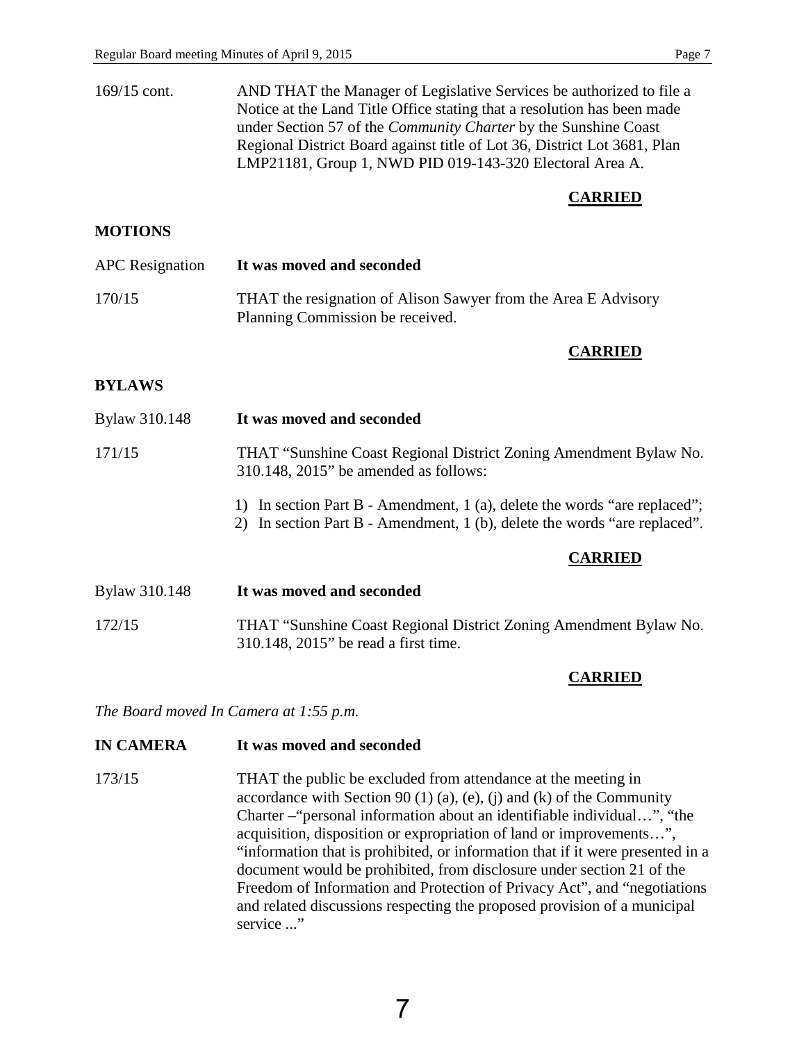169/15 cont. AND THAT the Manager of Legislative Services be authorized to file a Notice at the Land Title Office stating that a resolution has been made under Section 57 of the *Community Charter* by the Sunshine Coast Regional District Board against title of Lot 36, District Lot 3681, Plan LMP21181, Group 1, NWD PID 019-143-320 Electoral Area A.

**CARRIED**

**MOTIONS**

APC Resignation **It was moved and seconded**

170/15 THAT the resignation of Alison Sawyer from the Area E Advisory Planning Commission be received.

**CARRIED**

**BYLAWS**

Bylaw 310.148 **It was moved and seconded**

171/15 THAT "Sunshine Coast Regional District Zoning Amendment Bylaw No. 310.148, 2015" be amended as follows:

1) In section Part B - Amendment, 1 (a), delete the words "are replaced";
2) In section Part B - Amendment, 1 (b), delete the words "are replaced".

**CARRIED**

Bylaw 310.148 **It was moved and seconded**

172/15 THAT "Sunshine Coast Regional District Zoning Amendment Bylaw No. 310.148, 2015" be read a first time.

**CARRIED**

*The Board moved In Camera at 1:55 p.m.*

**IN CAMERA** **It was moved and seconded**

173/15 THAT the public be excluded from attendance at the meeting in accordance with Section 90 (1) (a), (e), (j) and (k) of the Community Charter –"personal information about an identifiable individual…", "the acquisition, disposition or expropriation of land or improvements…", "information that is prohibited, or information that if it were presented in a document would be prohibited, from disclosure under section 21 of the Freedom of Information and Protection of Privacy Act", and "negotiations and related discussions respecting the proposed provision of a municipal service ..."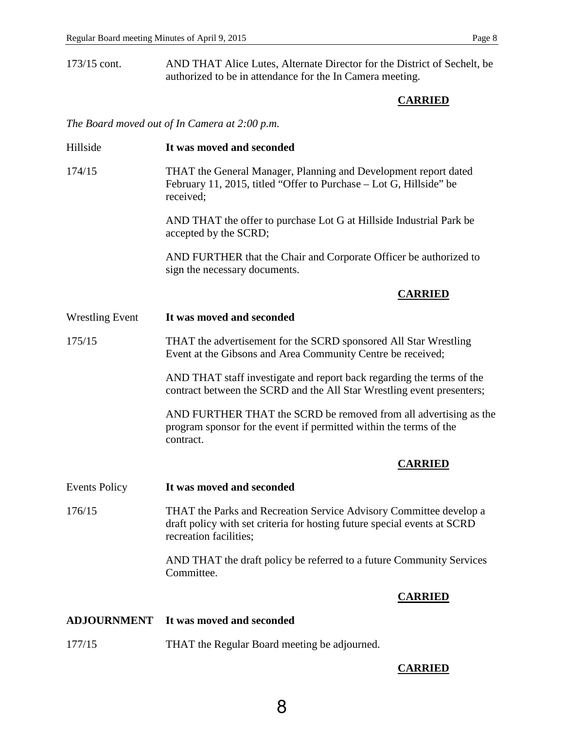173/15 cont. AND THAT Alice Lutes, Alternate Director for the District of Sechelt, be authorized to be in attendance for the In Camera meeting.

**CARRIED**

*The Board moved out of In Camera at 2:00 p.m.*

Hillside **It was moved and seconded**

174/15 THAT the General Manager, Planning and Development report dated February 11, 2015, titled "Offer to Purchase – Lot G, Hillside" be received;

AND THAT the offer to purchase Lot G at Hillside Industrial Park be accepted by the SCRD;

AND FURTHER that the Chair and Corporate Officer be authorized to sign the necessary documents.

**CARRIED**

Wrestling Event **It was moved and seconded**

175/15 THAT the advertisement for the SCRD sponsored All Star Wrestling Event at the Gibsons and Area Community Centre be received;

AND THAT staff investigate and report back regarding the terms of the contract between the SCRD and the All Star Wrestling event presenters;

AND FURTHER THAT the SCRD be removed from all advertising as the program sponsor for the event if permitted within the terms of the contract.

**CARRIED**

Events Policy **It was moved and seconded**

176/15 THAT the Parks and Recreation Service Advisory Committee develop a draft policy with set criteria for hosting future special events at SCRD recreation facilities;

AND THAT the draft policy be referred to a future Community Services Committee.

**CARRIED**

**ADJOURNMENT** **It was moved and seconded**

177/15 THAT the Regular Board meeting be adjourned.

**CARRIED**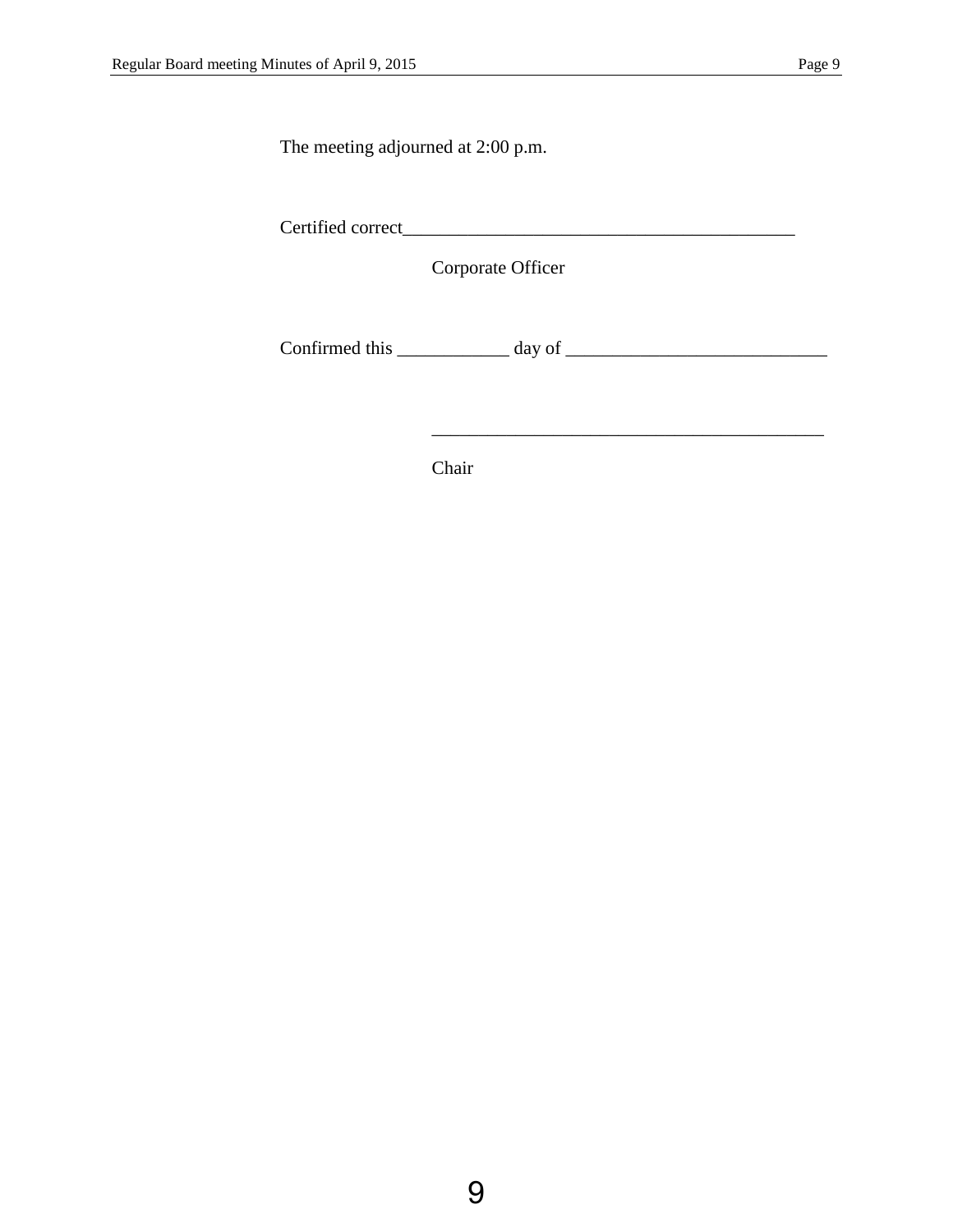The meeting adjourned at 2:00 p.m.

Certified correct___________________________________________

Corporate Officer

Confirmed this ____________ day of ____________________________

___________________________________________

Chair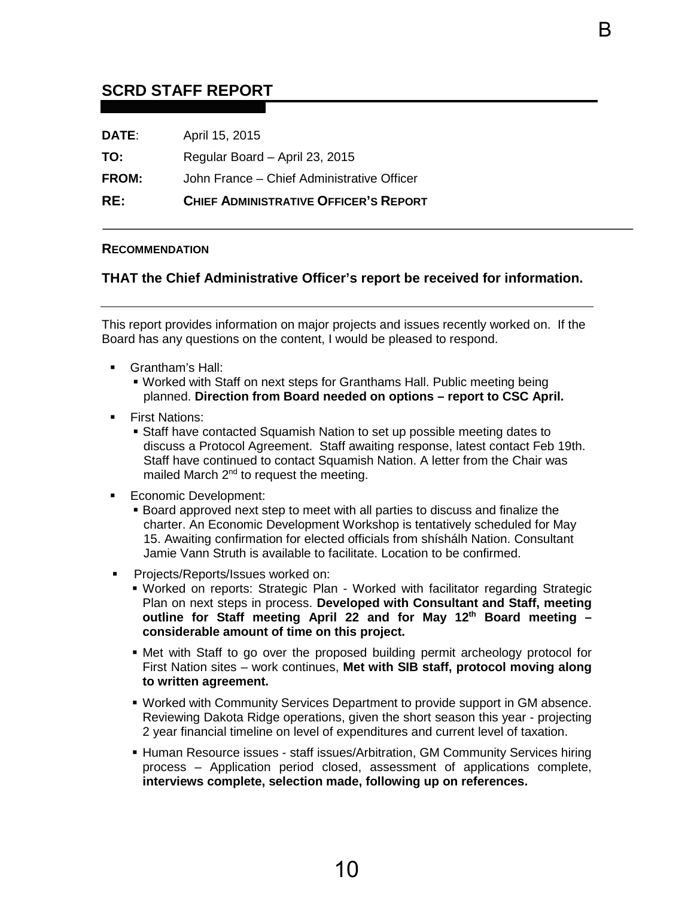B

## SCRD STAFF REPORT

**DATE**: April 15, 2015

**TO:** Regular Board – April 23, 2015

**FROM:** John France – Chief Administrative Officer

**RE:** **CHIEF ADMINISTRATIVE OFFICER'S REPORT**

---

**RECOMMENDATION**

**THAT the Chief Administrative Officer's report be received for information.**

---

This report provides information on major projects and issues recently worked on. If the Board has any questions on the content, I would be pleased to respond.

- Grantham's Hall:
  - Worked with Staff on next steps for Granthams Hall. Public meeting being planned. **Direction from Board needed on options – report to CSC April.**
- First Nations:
  - Staff have contacted Squamish Nation to set up possible meeting dates to discuss a Protocol Agreement. Staff awaiting response, latest contact Feb 19th. Staff have continued to contact Squamish Nation. A letter from the Chair was mailed March 2nd to request the meeting.
- Economic Development:
  - Board approved next step to meet with all parties to discuss and finalize the charter. An Economic Development Workshop is tentatively scheduled for May 15. Awaiting confirmation for elected officials from shíshálh Nation. Consultant Jamie Vann Struth is available to facilitate. Location to be confirmed.
- Projects/Reports/Issues worked on:
  - Worked on reports: Strategic Plan - Worked with facilitator regarding Strategic Plan on next steps in process. **Developed with Consultant and Staff, meeting outline for Staff meeting April 22 and for May 12th Board meeting – considerable amount of time on this project.**
  - Met with Staff to go over the proposed building permit archeology protocol for First Nation sites – work continues, **Met with SIB staff, protocol moving along to written agreement.**
  - Worked with Community Services Department to provide support in GM absence. Reviewing Dakota Ridge operations, given the short season this year - projecting 2 year financial timeline on level of expenditures and current level of taxation.
  - Human Resource issues - staff issues/Arbitration, GM Community Services hiring process – Application period closed, assessment of applications complete, **interviews complete, selection made, following up on references.**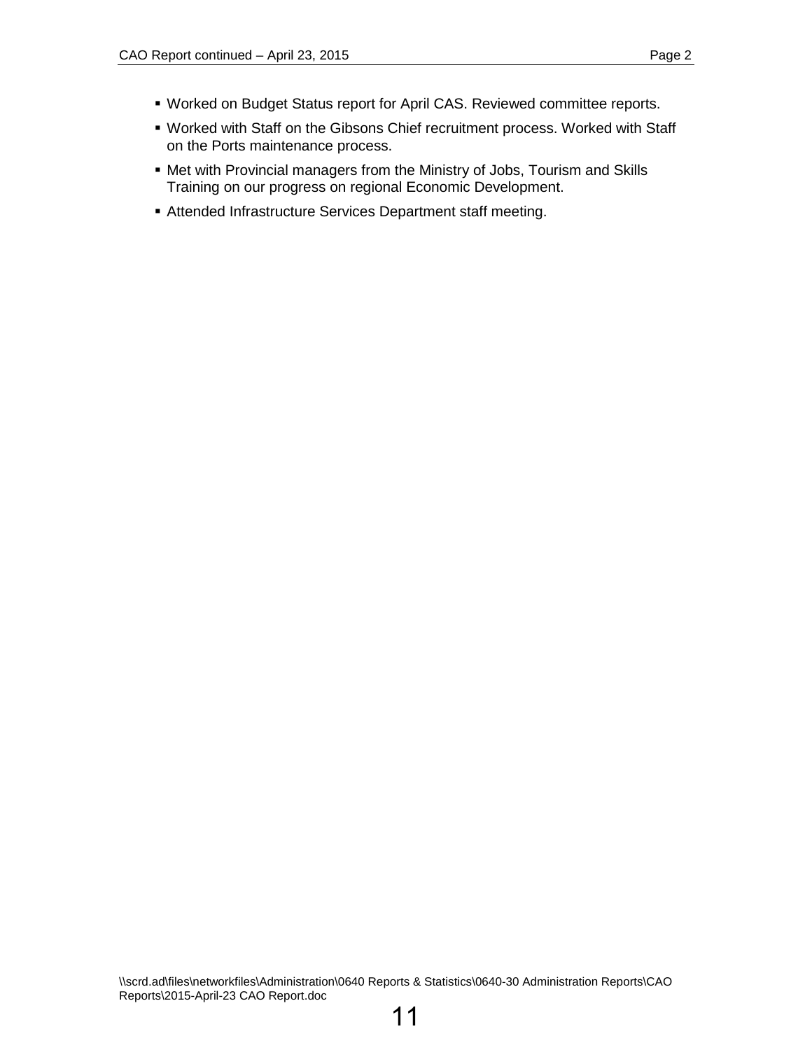- Worked on Budget Status report for April CAS. Reviewed committee reports.
- Worked with Staff on the Gibsons Chief recruitment process. Worked with Staff on the Ports maintenance process.
- Met with Provincial managers from the Ministry of Jobs, Tourism and Skills Training on our progress on regional Economic Development.
- Attended Infrastructure Services Department staff meeting.

\\scrd.ad\files\networkfiles\Administration\0640 Reports & Statistics\0640-30 Administration Reports\CAO Reports\2015-April-23 CAO Report.doc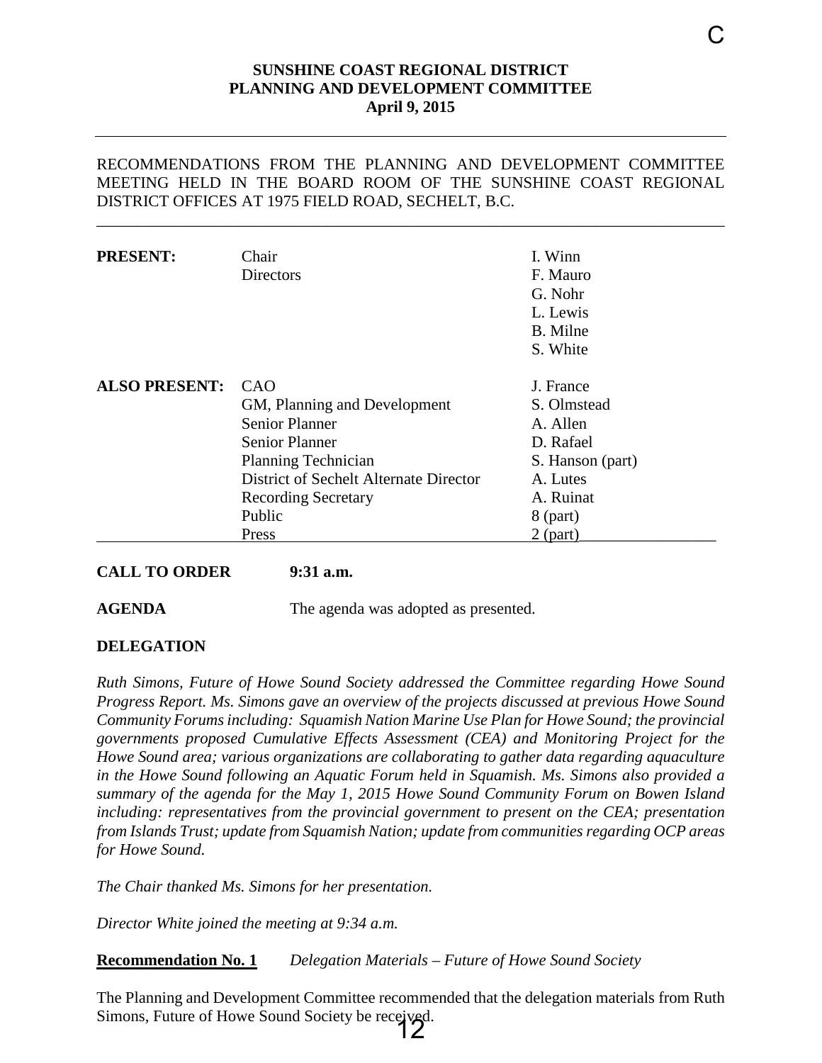**SUNSHINE COAST REGIONAL DISTRICT**
**PLANNING AND DEVELOPMENT COMMITTEE**
**April 9, 2015**

---

RECOMMENDATIONS FROM THE PLANNING AND DEVELOPMENT COMMITTEE MEETING HELD IN THE BOARD ROOM OF THE SUNSHINE COAST REGIONAL DISTRICT OFFICES AT 1975 FIELD ROAD, SECHELT, B.C.

---

| | | |
|---|---|---|
| **PRESENT:** | Chair | I. Winn |
| | Directors | F. Mauro |
| | | G. Nohr |
| | | L. Lewis |
| | | B. Milne |
| | | S. White |
| **ALSO PRESENT:** | CAO | J. France |
| | GM, Planning and Development | S. Olmstead |
| | Senior Planner | A. Allen |
| | Senior Planner | D. Rafael |
| | Planning Technician | S. Hanson (part) |
| | District of Sechelt Alternate Director | A. Lutes |
| | Recording Secretary | A. Ruinat |
| | Public | 8 (part) |
| | Press | 2 (part) |

**CALL TO ORDER** **9:31 a.m.**

**AGENDA** The agenda was adopted as presented.

**DELEGATION**

*Ruth Simons, Future of Howe Sound Society addressed the Committee regarding Howe Sound Progress Report. Ms. Simons gave an overview of the projects discussed at previous Howe Sound Community Forums including: Squamish Nation Marine Use Plan for Howe Sound; the provincial governments proposed Cumulative Effects Assessment (CEA) and Monitoring Project for the Howe Sound area; various organizations are collaborating to gather data regarding aquaculture in the Howe Sound following an Aquatic Forum held in Squamish. Ms. Simons also provided a summary of the agenda for the May 1, 2015 Howe Sound Community Forum on Bowen Island including: representatives from the provincial government to present on the CEA; presentation from Islands Trust; update from Squamish Nation; update from communities regarding OCP areas for Howe Sound.*

*The Chair thanked Ms. Simons for her presentation.*

*Director White joined the meeting at 9:34 a.m.*

**Recommendation No. 1** *Delegation Materials – Future of Howe Sound Society*

The Planning and Development Committee recommended that the delegation materials from Ruth Simons, Future of Howe Sound Society be received.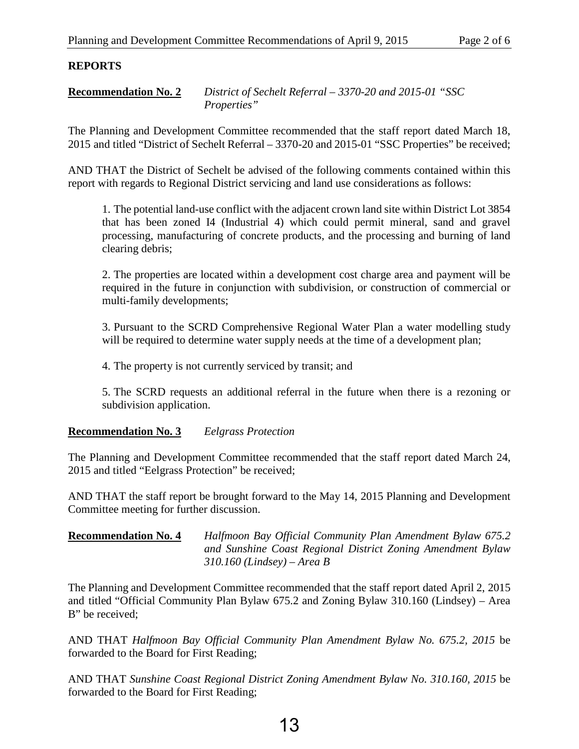## REPORTS

**Recommendation No. 2** *District of Sechelt Referral – 3370-20 and 2015-01 "SSC Properties"*

The Planning and Development Committee recommended that the staff report dated March 18, 2015 and titled "District of Sechelt Referral – 3370-20 and 2015-01 "SSC Properties" be received;

AND THAT the District of Sechelt be advised of the following comments contained within this report with regards to Regional District servicing and land use considerations as follows:

1. The potential land-use conflict with the adjacent crown land site within District Lot 3854 that has been zoned I4 (Industrial 4) which could permit mineral, sand and gravel processing, manufacturing of concrete products, and the processing and burning of land clearing debris;

2. The properties are located within a development cost charge area and payment will be required in the future in conjunction with subdivision, or construction of commercial or multi-family developments;

3. Pursuant to the SCRD Comprehensive Regional Water Plan a water modelling study will be required to determine water supply needs at the time of a development plan;

4. The property is not currently serviced by transit; and

5. The SCRD requests an additional referral in the future when there is a rezoning or subdivision application.

**Recommendation No. 3** *Eelgrass Protection*

The Planning and Development Committee recommended that the staff report dated March 24, 2015 and titled "Eelgrass Protection" be received;

AND THAT the staff report be brought forward to the May 14, 2015 Planning and Development Committee meeting for further discussion.

**Recommendation No. 4** *Halfmoon Bay Official Community Plan Amendment Bylaw 675.2 and Sunshine Coast Regional District Zoning Amendment Bylaw 310.160 (Lindsey) – Area B*

The Planning and Development Committee recommended that the staff report dated April 2, 2015 and titled "Official Community Plan Bylaw 675.2 and Zoning Bylaw 310.160 (Lindsey) – Area B" be received;

AND THAT *Halfmoon Bay Official Community Plan Amendment Bylaw No. 675.2, 2015* be forwarded to the Board for First Reading;

AND THAT *Sunshine Coast Regional District Zoning Amendment Bylaw No. 310.160, 2015* be forwarded to the Board for First Reading;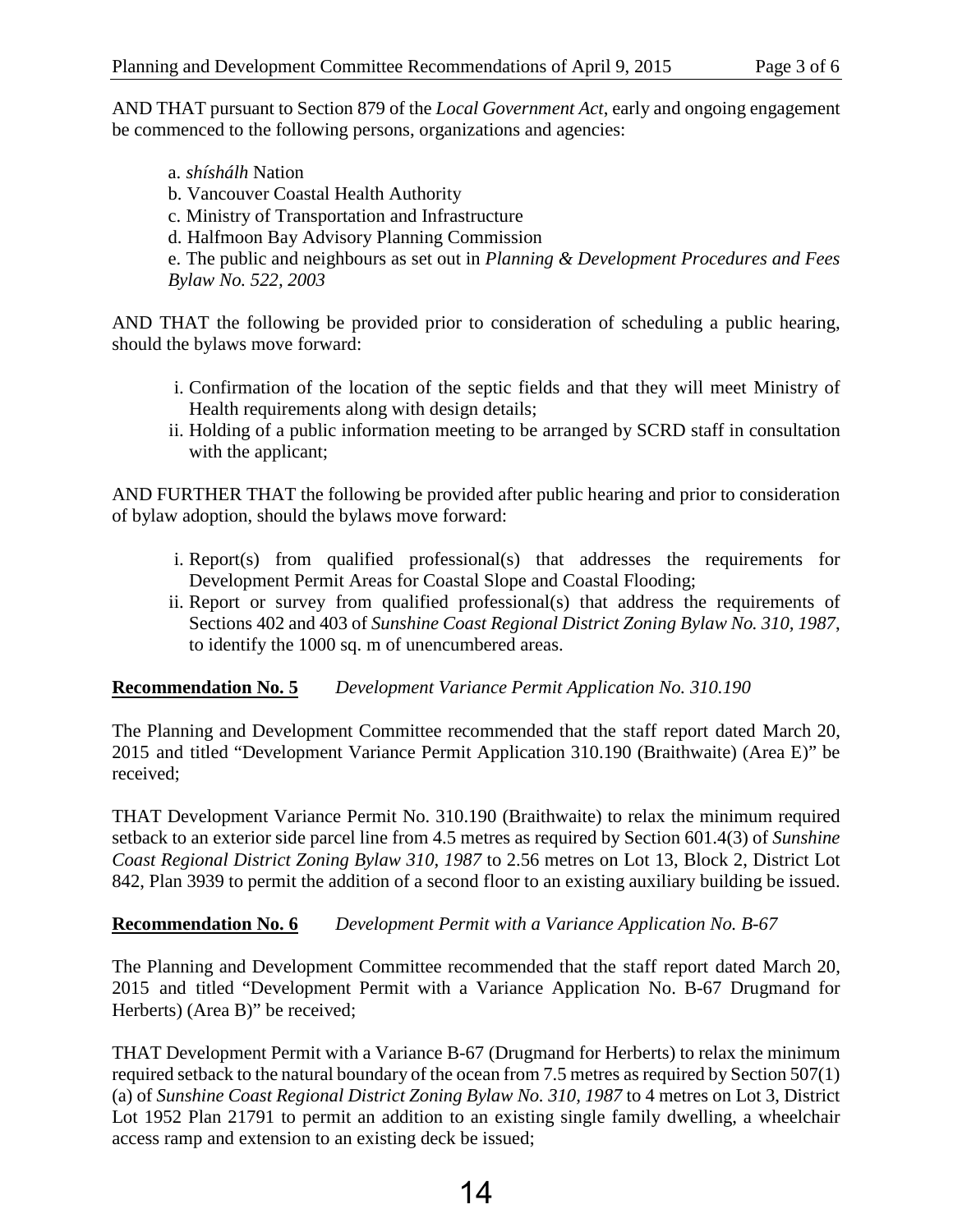AND THAT pursuant to Section 879 of the *Local Government Act*, early and ongoing engagement be commenced to the following persons, organizations and agencies:

a. *shíshálh* Nation
b. Vancouver Coastal Health Authority
c. Ministry of Transportation and Infrastructure
d. Halfmoon Bay Advisory Planning Commission
e. The public and neighbours as set out in *Planning & Development Procedures and Fees Bylaw No. 522, 2003*

AND THAT the following be provided prior to consideration of scheduling a public hearing, should the bylaws move forward:

i. Confirmation of the location of the septic fields and that they will meet Ministry of Health requirements along with design details;
ii. Holding of a public information meeting to be arranged by SCRD staff in consultation with the applicant;

AND FURTHER THAT the following be provided after public hearing and prior to consideration of bylaw adoption, should the bylaws move forward:

i. Report(s) from qualified professional(s) that addresses the requirements for Development Permit Areas for Coastal Slope and Coastal Flooding;
ii. Report or survey from qualified professional(s) that address the requirements of Sections 402 and 403 of *Sunshine Coast Regional District Zoning Bylaw No. 310, 1987*, to identify the 1000 sq. m of unencumbered areas.

**Recommendation No. 5** *Development Variance Permit Application No. 310.190*

The Planning and Development Committee recommended that the staff report dated March 20, 2015 and titled "Development Variance Permit Application 310.190 (Braithwaite) (Area E)" be received;

THAT Development Variance Permit No. 310.190 (Braithwaite) to relax the minimum required setback to an exterior side parcel line from 4.5 metres as required by Section 601.4(3) of *Sunshine Coast Regional District Zoning Bylaw 310, 1987* to 2.56 metres on Lot 13, Block 2, District Lot 842, Plan 3939 to permit the addition of a second floor to an existing auxiliary building be issued.

**Recommendation No. 6** *Development Permit with a Variance Application No. B-67*

The Planning and Development Committee recommended that the staff report dated March 20, 2015 and titled "Development Permit with a Variance Application No. B-67 Drugmand for Herberts) (Area B)" be received;

THAT Development Permit with a Variance B-67 (Drugmand for Herberts) to relax the minimum required setback to the natural boundary of the ocean from 7.5 metres as required by Section 507(1)(a) of *Sunshine Coast Regional District Zoning Bylaw No. 310, 1987* to 4 metres on Lot 3, District Lot 1952 Plan 21791 to permit an addition to an existing single family dwelling, a wheelchair access ramp and extension to an existing deck be issued;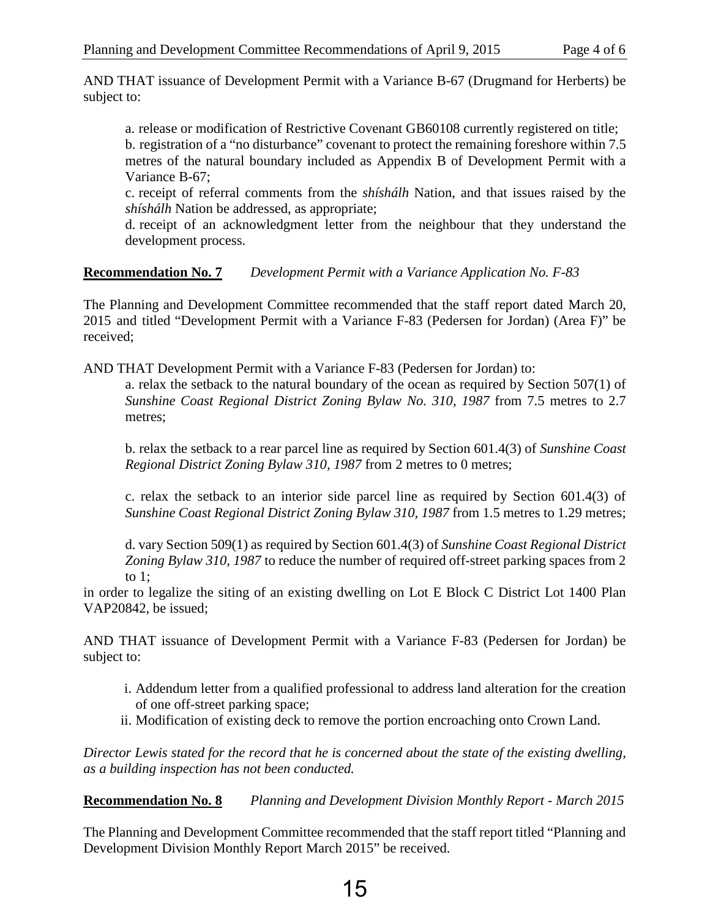AND THAT issuance of Development Permit with a Variance B-67 (Drugmand for Herberts) be subject to:

a. release or modification of Restrictive Covenant GB60108 currently registered on title;
b. registration of a "no disturbance" covenant to protect the remaining foreshore within 7.5 metres of the natural boundary included as Appendix B of Development Permit with a Variance B-67;
c. receipt of referral comments from the *shíshálh* Nation, and that issues raised by the *shíshálh* Nation be addressed, as appropriate;
d. receipt of an acknowledgment letter from the neighbour that they understand the development process.

**Recommendation No. 7** *Development Permit with a Variance Application No. F-83*

The Planning and Development Committee recommended that the staff report dated March 20, 2015 and titled "Development Permit with a Variance F-83 (Pedersen for Jordan) (Area F)" be received;

AND THAT Development Permit with a Variance F-83 (Pedersen for Jordan) to:

a. relax the setback to the natural boundary of the ocean as required by Section 507(1) of *Sunshine Coast Regional District Zoning Bylaw No. 310, 1987* from 7.5 metres to 2.7 metres;

b. relax the setback to a rear parcel line as required by Section 601.4(3) of *Sunshine Coast Regional District Zoning Bylaw 310, 1987* from 2 metres to 0 metres;

c. relax the setback to an interior side parcel line as required by Section 601.4(3) of *Sunshine Coast Regional District Zoning Bylaw 310, 1987* from 1.5 metres to 1.29 metres;

d. vary Section 509(1) as required by Section 601.4(3) of *Sunshine Coast Regional District Zoning Bylaw 310, 1987* to reduce the number of required off-street parking spaces from 2 to 1;

in order to legalize the siting of an existing dwelling on Lot E Block C District Lot 1400 Plan VAP20842, be issued;

AND THAT issuance of Development Permit with a Variance F-83 (Pedersen for Jordan) be subject to:

i. Addendum letter from a qualified professional to address land alteration for the creation of one off-street parking space;
ii. Modification of existing deck to remove the portion encroaching onto Crown Land.

*Director Lewis stated for the record that he is concerned about the state of the existing dwelling, as a building inspection has not been conducted.*

**Recommendation No. 8** *Planning and Development Division Monthly Report - March 2015*

The Planning and Development Committee recommended that the staff report titled "Planning and Development Division Monthly Report March 2015" be received.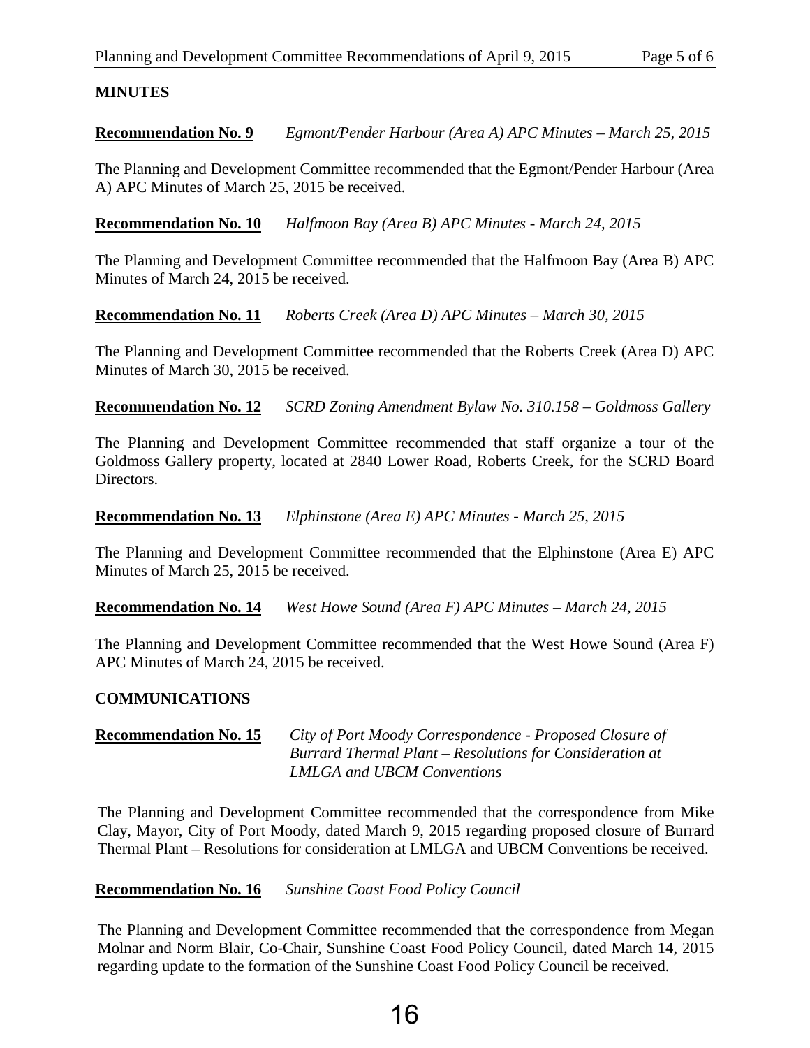## MINUTES

**Recommendation No. 9** *Egmont/Pender Harbour (Area A) APC Minutes – March 25, 2015*

The Planning and Development Committee recommended that the Egmont/Pender Harbour (Area A) APC Minutes of March 25, 2015 be received.

**Recommendation No. 10** *Halfmoon Bay (Area B) APC Minutes - March 24, 2015*

The Planning and Development Committee recommended that the Halfmoon Bay (Area B) APC Minutes of March 24, 2015 be received.

**Recommendation No. 11** *Roberts Creek (Area D) APC Minutes – March 30, 2015*

The Planning and Development Committee recommended that the Roberts Creek (Area D) APC Minutes of March 30, 2015 be received.

**Recommendation No. 12** *SCRD Zoning Amendment Bylaw No. 310.158 – Goldmoss Gallery*

The Planning and Development Committee recommended that staff organize a tour of the Goldmoss Gallery property, located at 2840 Lower Road, Roberts Creek, for the SCRD Board Directors.

**Recommendation No. 13** *Elphinstone (Area E) APC Minutes - March 25, 2015*

The Planning and Development Committee recommended that the Elphinstone (Area E) APC Minutes of March 25, 2015 be received.

**Recommendation No. 14** *West Howe Sound (Area F) APC Minutes – March 24, 2015*

The Planning and Development Committee recommended that the West Howe Sound (Area F) APC Minutes of March 24, 2015 be received.

## COMMUNICATIONS

**Recommendation No. 15** *City of Port Moody Correspondence - Proposed Closure of Burrard Thermal Plant – Resolutions for Consideration at LMLGA and UBCM Conventions*

The Planning and Development Committee recommended that the correspondence from Mike Clay, Mayor, City of Port Moody, dated March 9, 2015 regarding proposed closure of Burrard Thermal Plant – Resolutions for consideration at LMLGA and UBCM Conventions be received.

**Recommendation No. 16** *Sunshine Coast Food Policy Council*

The Planning and Development Committee recommended that the correspondence from Megan Molnar and Norm Blair, Co-Chair, Sunshine Coast Food Policy Council, dated March 14, 2015 regarding update to the formation of the Sunshine Coast Food Policy Council be received.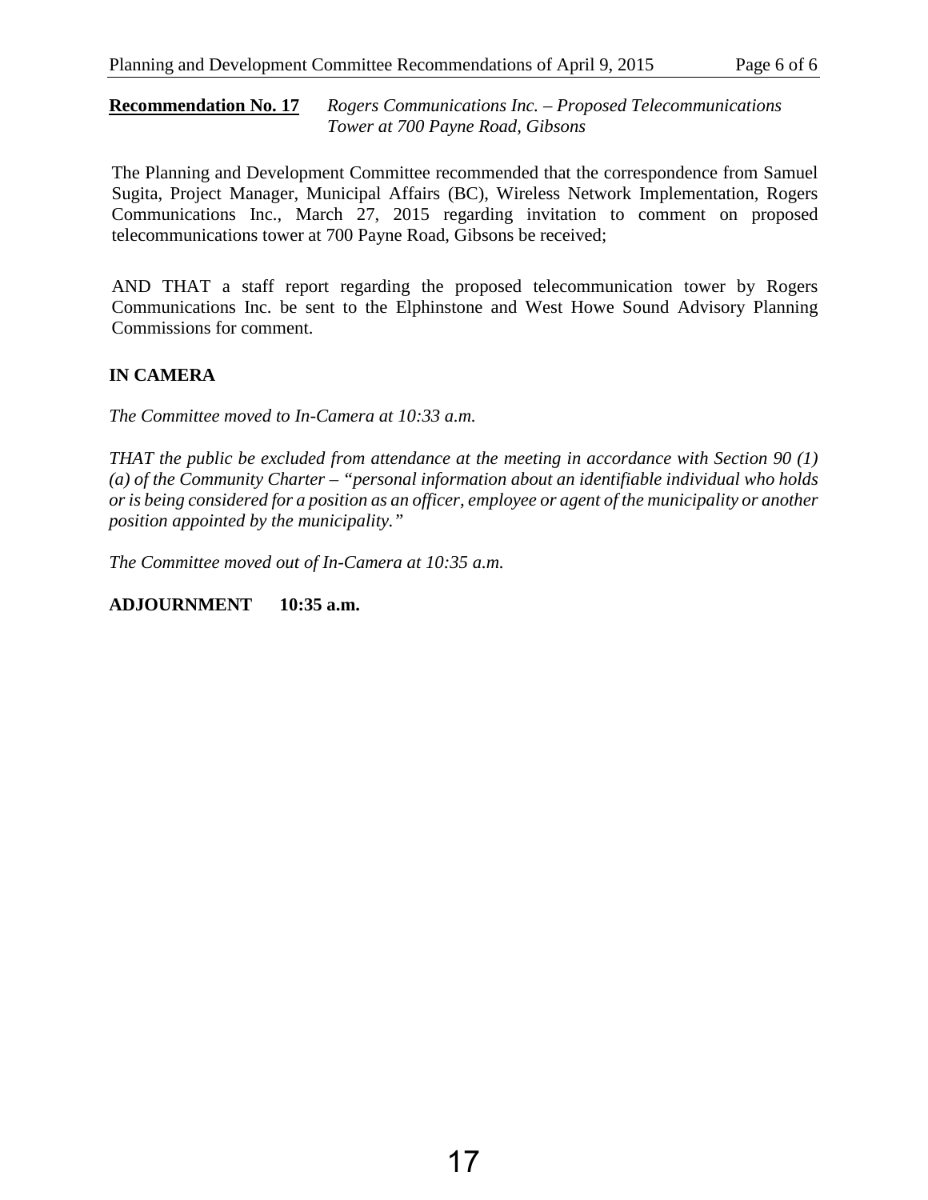**Recommendation No. 17** *Rogers Communications Inc. – Proposed Telecommunications Tower at 700 Payne Road, Gibsons*

The Planning and Development Committee recommended that the correspondence from Samuel Sugita, Project Manager, Municipal Affairs (BC), Wireless Network Implementation, Rogers Communications Inc., March 27, 2015 regarding invitation to comment on proposed telecommunications tower at 700 Payne Road, Gibsons be received;

AND THAT a staff report regarding the proposed telecommunication tower by Rogers Communications Inc. be sent to the Elphinstone and West Howe Sound Advisory Planning Commissions for comment.

**IN CAMERA**

*The Committee moved to In-Camera at 10:33 a.m.*

*THAT the public be excluded from attendance at the meeting in accordance with Section 90 (1) (a) of the Community Charter – "personal information about an identifiable individual who holds or is being considered for a position as an officer, employee or agent of the municipality or another position appointed by the municipality."*

*The Committee moved out of In-Camera at 10:35 a.m.*

**ADJOURNMENT 10:35 a.m.**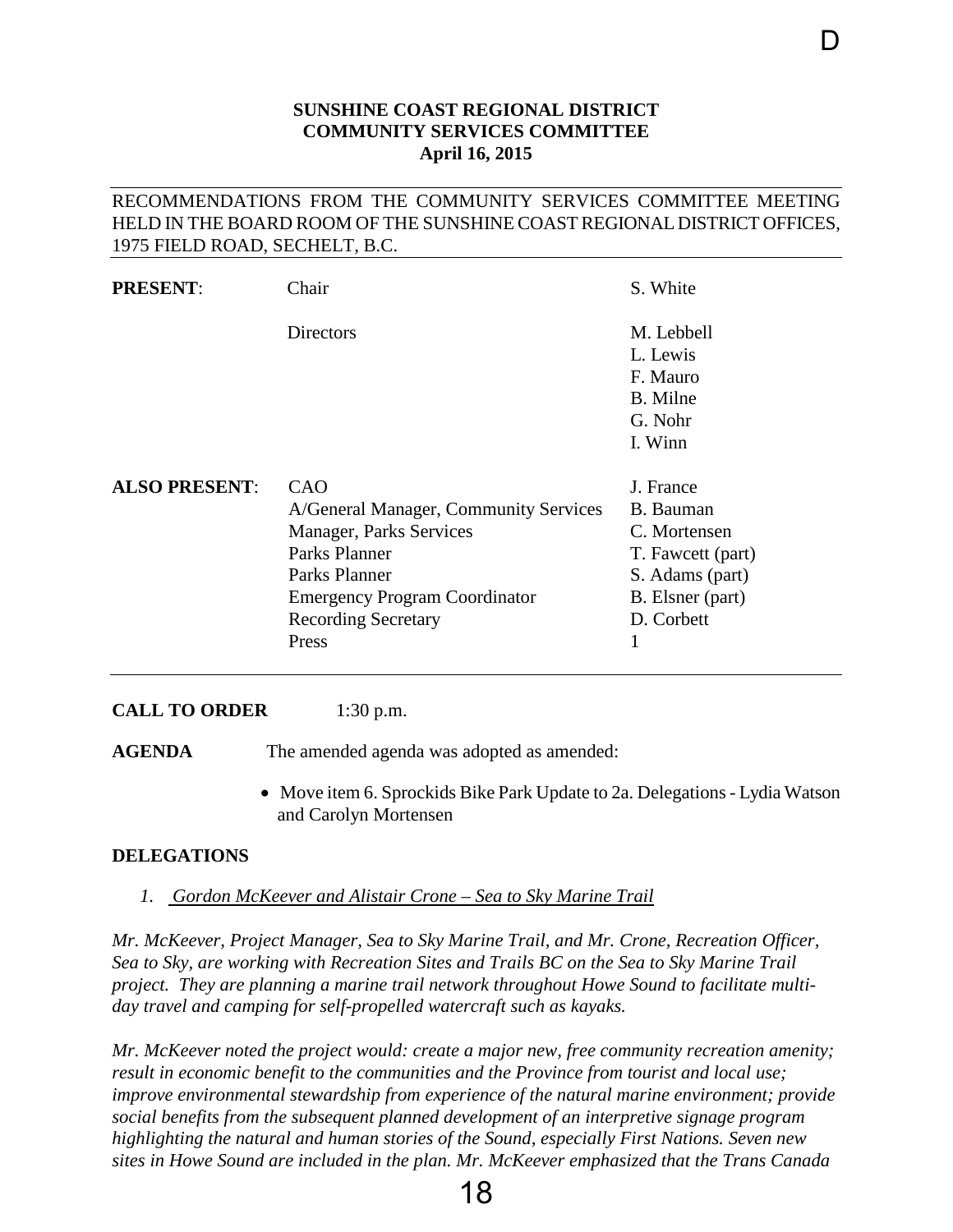**SUNSHINE COAST REGIONAL DISTRICT**
**COMMUNITY SERVICES COMMITTEE**
**April 16, 2015**

RECOMMENDATIONS FROM THE COMMUNITY SERVICES COMMITTEE MEETING HELD IN THE BOARD ROOM OF THE SUNSHINE COAST REGIONAL DISTRICT OFFICES, 1975 FIELD ROAD, SECHELT, B.C.

| | | |
|---|---|---|
| **PRESENT**: | Chair | S. White |
| | Directors | M. Lebbell |
| | | L. Lewis |
| | | F. Mauro |
| | | B. Milne |
| | | G. Nohr |
| | | I. Winn |
| **ALSO PRESENT**: | CAO | J. France |
| | A/General Manager, Community Services | B. Bauman |
| | Manager, Parks Services | C. Mortensen |
| | Parks Planner | T. Fawcett (part) |
| | Parks Planner | S. Adams (part) |
| | Emergency Program Coordinator | B. Elsner (part) |
| | Recording Secretary | D. Corbett |
| | Press | 1 |

**CALL TO ORDER** 1:30 p.m.

**AGENDA** The amended agenda was adopted as amended:

- Move item 6. Sprockids Bike Park Update to 2a. Delegations - Lydia Watson and Carolyn Mortensen

**DELEGATIONS**

1. *Gordon McKeever and Alistair Crone – Sea to Sky Marine Trail*

*Mr. McKeever, Project Manager, Sea to Sky Marine Trail, and Mr. Crone, Recreation Officer, Sea to Sky, are working with Recreation Sites and Trails BC on the Sea to Sky Marine Trail project. They are planning a marine trail network throughout Howe Sound to facilitate multi-day travel and camping for self-propelled watercraft such as kayaks.*

*Mr. McKeever noted the project would: create a major new, free community recreation amenity; result in economic benefit to the communities and the Province from tourist and local use; improve environmental stewardship from experience of the natural marine environment; provide social benefits from the subsequent planned development of an interpretive signage program highlighting the natural and human stories of the Sound, especially First Nations. Seven new sites in Howe Sound are included in the plan. Mr. McKeever emphasized that the Trans Canada*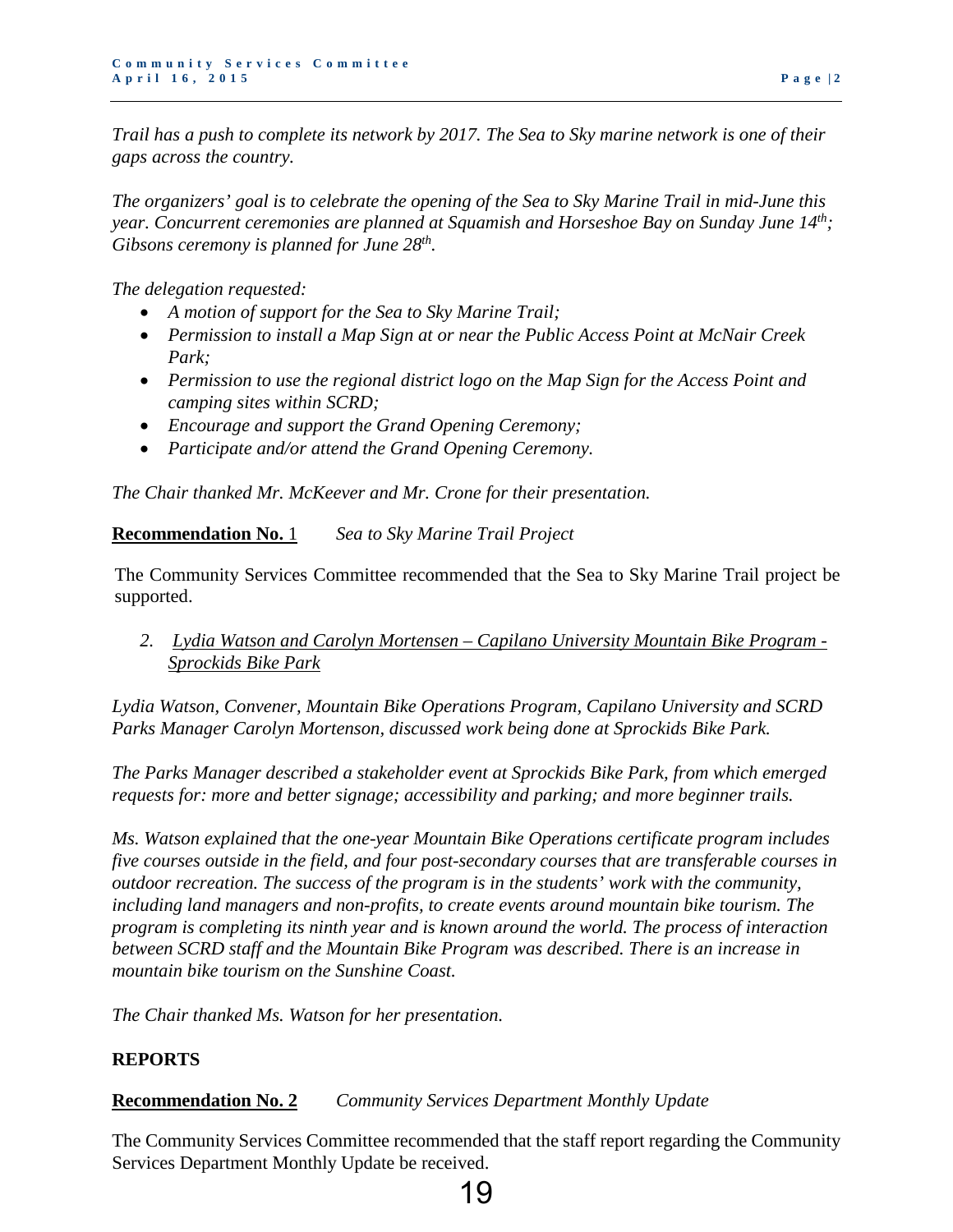*Trail has a push to complete its network by 2017. The Sea to Sky marine network is one of their gaps across the country.*

*The organizers' goal is to celebrate the opening of the Sea to Sky Marine Trail in mid-June this year. Concurrent ceremonies are planned at Squamish and Horseshoe Bay on Sunday June 14th; Gibsons ceremony is planned for June 28th.*

*The delegation requested:*

- *A motion of support for the Sea to Sky Marine Trail;*
- *Permission to install a Map Sign at or near the Public Access Point at McNair Creek Park;*
- *Permission to use the regional district logo on the Map Sign for the Access Point and camping sites within SCRD;*
- *Encourage and support the Grand Opening Ceremony;*
- *Participate and/or attend the Grand Opening Ceremony.*

*The Chair thanked Mr. McKeever and Mr. Crone for their presentation.*

**Recommendation No.** 1 *Sea to Sky Marine Trail Project*

The Community Services Committee recommended that the Sea to Sky Marine Trail project be supported.

2. *Lydia Watson and Carolyn Mortensen – Capilano University Mountain Bike Program - Sprockids Bike Park*

*Lydia Watson, Convener, Mountain Bike Operations Program, Capilano University and SCRD Parks Manager Carolyn Mortenson, discussed work being done at Sprockids Bike Park.*

*The Parks Manager described a stakeholder event at Sprockids Bike Park, from which emerged requests for: more and better signage; accessibility and parking; and more beginner trails.*

*Ms. Watson explained that the one-year Mountain Bike Operations certificate program includes five courses outside in the field, and four post-secondary courses that are transferable courses in outdoor recreation. The success of the program is in the students' work with the community, including land managers and non-profits, to create events around mountain bike tourism. The program is completing its ninth year and is known around the world. The process of interaction between SCRD staff and the Mountain Bike Program was described. There is an increase in mountain bike tourism on the Sunshine Coast.*

*The Chair thanked Ms. Watson for her presentation.*

## REPORTS

**Recommendation No. 2** *Community Services Department Monthly Update*

The Community Services Committee recommended that the staff report regarding the Community Services Department Monthly Update be received.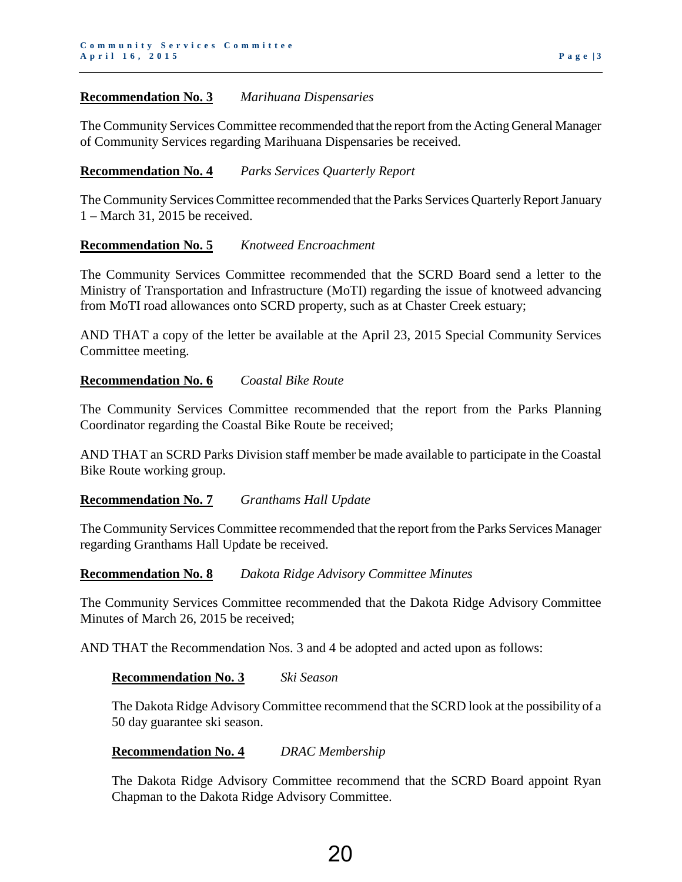**Recommendation No. 3** *Marihuana Dispensaries*

The Community Services Committee recommended that the report from the Acting General Manager of Community Services regarding Marihuana Dispensaries be received.

**Recommendation No. 4** *Parks Services Quarterly Report*

The Community Services Committee recommended that the Parks Services Quarterly Report January 1 – March 31, 2015 be received.

**Recommendation No. 5** *Knotweed Encroachment*

The Community Services Committee recommended that the SCRD Board send a letter to the Ministry of Transportation and Infrastructure (MoTI) regarding the issue of knotweed advancing from MoTI road allowances onto SCRD property, such as at Chaster Creek estuary;

AND THAT a copy of the letter be available at the April 23, 2015 Special Community Services Committee meeting.

**Recommendation No. 6** *Coastal Bike Route*

The Community Services Committee recommended that the report from the Parks Planning Coordinator regarding the Coastal Bike Route be received;

AND THAT an SCRD Parks Division staff member be made available to participate in the Coastal Bike Route working group.

**Recommendation No. 7** *Granthams Hall Update*

The Community Services Committee recommended that the report from the Parks Services Manager regarding Granthams Hall Update be received.

**Recommendation No. 8** *Dakota Ridge Advisory Committee Minutes*

The Community Services Committee recommended that the Dakota Ridge Advisory Committee Minutes of March 26, 2015 be received;

AND THAT the Recommendation Nos. 3 and 4 be adopted and acted upon as follows:

> **Recommendation No. 3** *Ski Season*
>
> The Dakota Ridge Advisory Committee recommend that the SCRD look at the possibility of a 50 day guarantee ski season.
>
> **Recommendation No. 4** *DRAC Membership*
>
> The Dakota Ridge Advisory Committee recommend that the SCRD Board appoint Ryan Chapman to the Dakota Ridge Advisory Committee.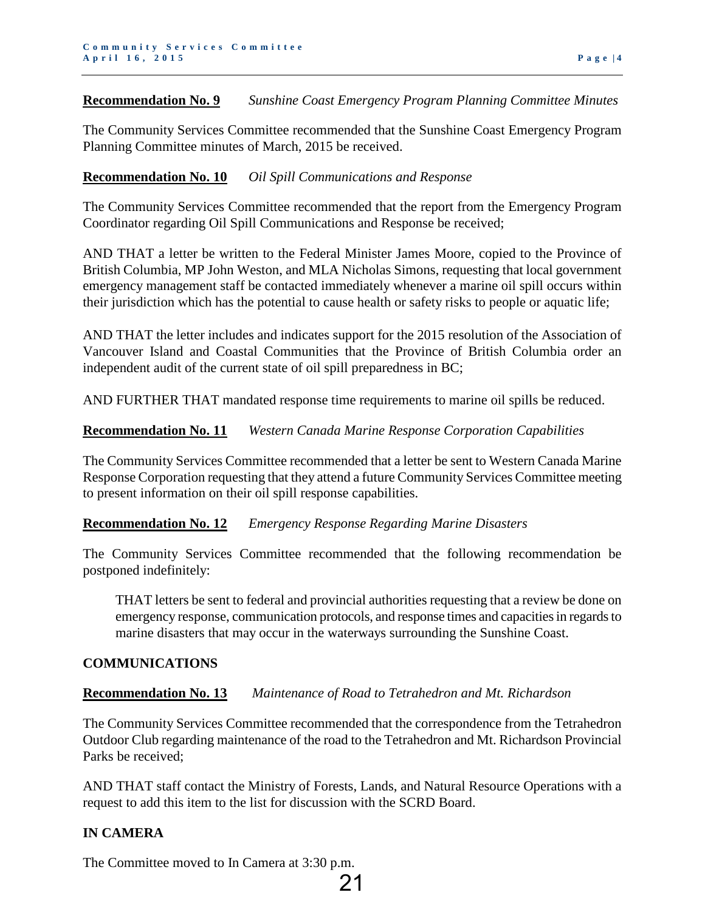**Recommendation No. 9** *Sunshine Coast Emergency Program Planning Committee Minutes*

The Community Services Committee recommended that the Sunshine Coast Emergency Program Planning Committee minutes of March, 2015 be received.

**Recommendation No. 10** *Oil Spill Communications and Response*

The Community Services Committee recommended that the report from the Emergency Program Coordinator regarding Oil Spill Communications and Response be received;

AND THAT a letter be written to the Federal Minister James Moore, copied to the Province of British Columbia, MP John Weston, and MLA Nicholas Simons, requesting that local government emergency management staff be contacted immediately whenever a marine oil spill occurs within their jurisdiction which has the potential to cause health or safety risks to people or aquatic life;

AND THAT the letter includes and indicates support for the 2015 resolution of the Association of Vancouver Island and Coastal Communities that the Province of British Columbia order an independent audit of the current state of oil spill preparedness in BC;

AND FURTHER THAT mandated response time requirements to marine oil spills be reduced.

**Recommendation No. 11** *Western Canada Marine Response Corporation Capabilities*

The Community Services Committee recommended that a letter be sent to Western Canada Marine Response Corporation requesting that they attend a future Community Services Committee meeting to present information on their oil spill response capabilities.

**Recommendation No. 12** *Emergency Response Regarding Marine Disasters*

The Community Services Committee recommended that the following recommendation be postponed indefinitely:

> THAT letters be sent to federal and provincial authorities requesting that a review be done on emergency response, communication protocols, and response times and capacities in regards to marine disasters that may occur in the waterways surrounding the Sunshine Coast.

## COMMUNICATIONS

**Recommendation No. 13** *Maintenance of Road to Tetrahedron and Mt. Richardson*

The Community Services Committee recommended that the correspondence from the Tetrahedron Outdoor Club regarding maintenance of the road to the Tetrahedron and Mt. Richardson Provincial Parks be received;

AND THAT staff contact the Ministry of Forests, Lands, and Natural Resource Operations with a request to add this item to the list for discussion with the SCRD Board.

## IN CAMERA

The Committee moved to In Camera at 3:30 p.m.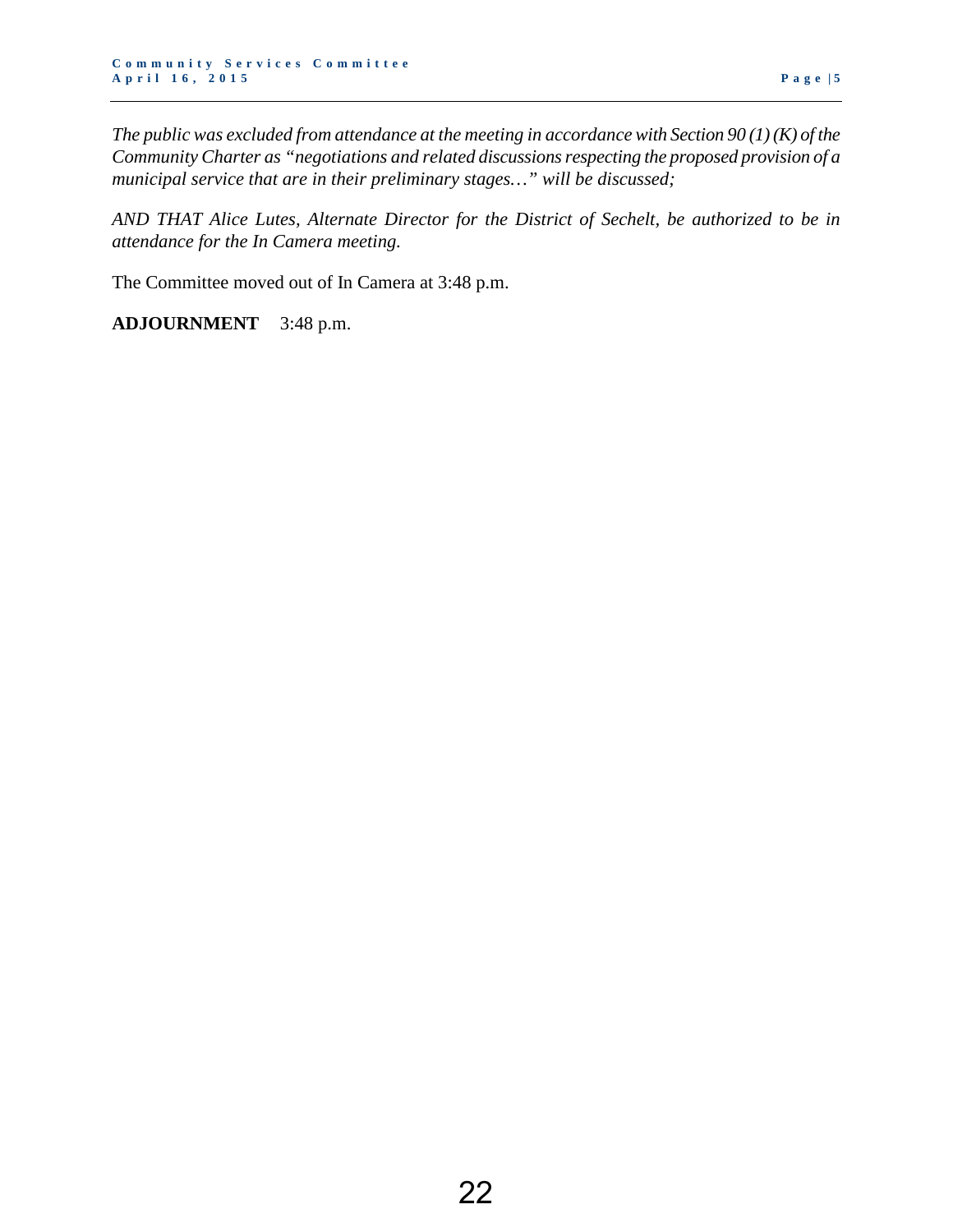*The public was excluded from attendance at the meeting in accordance with Section 90 (1) (K) of the Community Charter as "negotiations and related discussions respecting the proposed provision of a municipal service that are in their preliminary stages…" will be discussed;*

*AND THAT Alice Lutes, Alternate Director for the District of Sechelt, be authorized to be in attendance for the In Camera meeting.*

The Committee moved out of In Camera at 3:48 p.m.

**ADJOURNMENT** 3:48 p.m.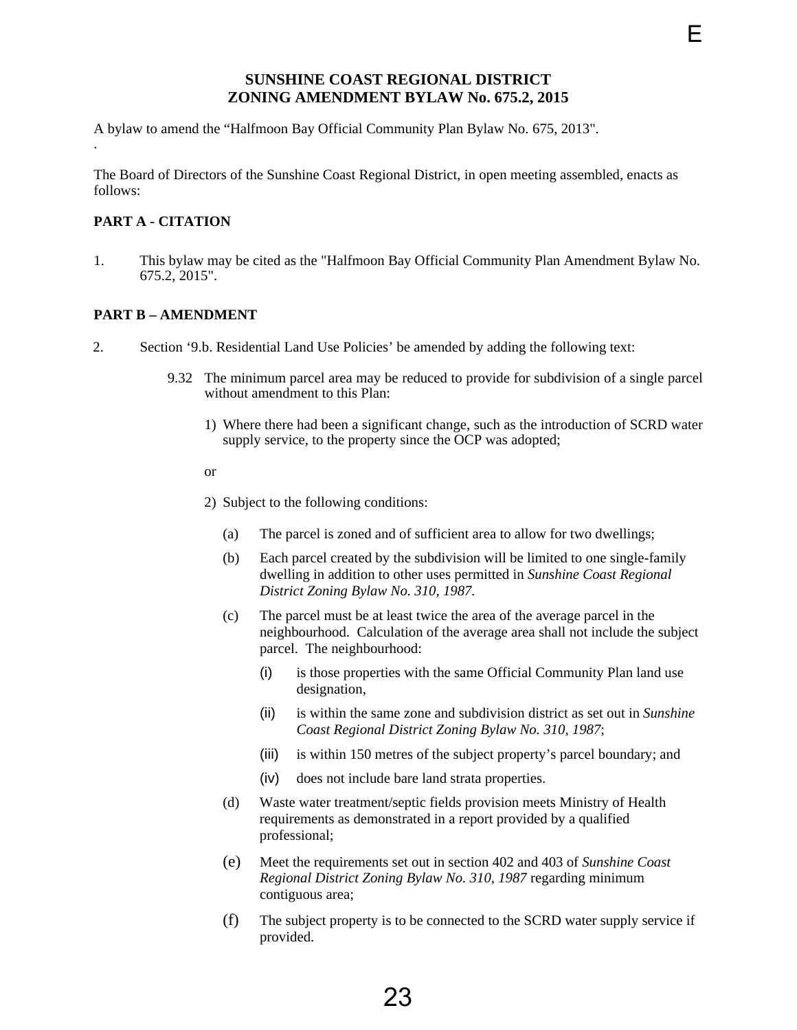E

# SUNSHINE COAST REGIONAL DISTRICT
# ZONING AMENDMENT BYLAW No. 675.2, 2015

A bylaw to amend the "Halfmoon Bay Official Community Plan Bylaw No. 675, 2013".
.

The Board of Directors of the Sunshine Coast Regional District, in open meeting assembled, enacts as follows:

**PART A - CITATION**

1. This bylaw may be cited as the "Halfmoon Bay Official Community Plan Amendment Bylaw No. 675.2, 2015".

**PART B – AMENDMENT**

2. Section '9.b. Residential Land Use Policies' be amended by adding the following text:

   9.32 The minimum parcel area may be reduced to provide for subdivision of a single parcel without amendment to this Plan:

   1) Where there had been a significant change, such as the introduction of SCRD water supply service, to the property since the OCP was adopted;

   or

   2) Subject to the following conditions:

      (a) The parcel is zoned and of sufficient area to allow for two dwellings;

      (b) Each parcel created by the subdivision will be limited to one single-family dwelling in addition to other uses permitted in *Sunshine Coast Regional District Zoning Bylaw No. 310, 1987.*

      (c) The parcel must be at least twice the area of the average parcel in the neighbourhood. Calculation of the average area shall not include the subject parcel. The neighbourhood:

         (i) is those properties with the same Official Community Plan land use designation,

         (ii) is within the same zone and subdivision district as set out in *Sunshine Coast Regional District Zoning Bylaw No. 310, 1987*;

         (iii) is within 150 metres of the subject property's parcel boundary; and

         (iv) does not include bare land strata properties.

      (d) Waste water treatment/septic fields provision meets Ministry of Health requirements as demonstrated in a report provided by a qualified professional;

      (e) Meet the requirements set out in section 402 and 403 of *Sunshine Coast Regional District Zoning Bylaw No. 310, 1987* regarding minimum contiguous area;

      (f) The subject property is to be connected to the SCRD water supply service if provided.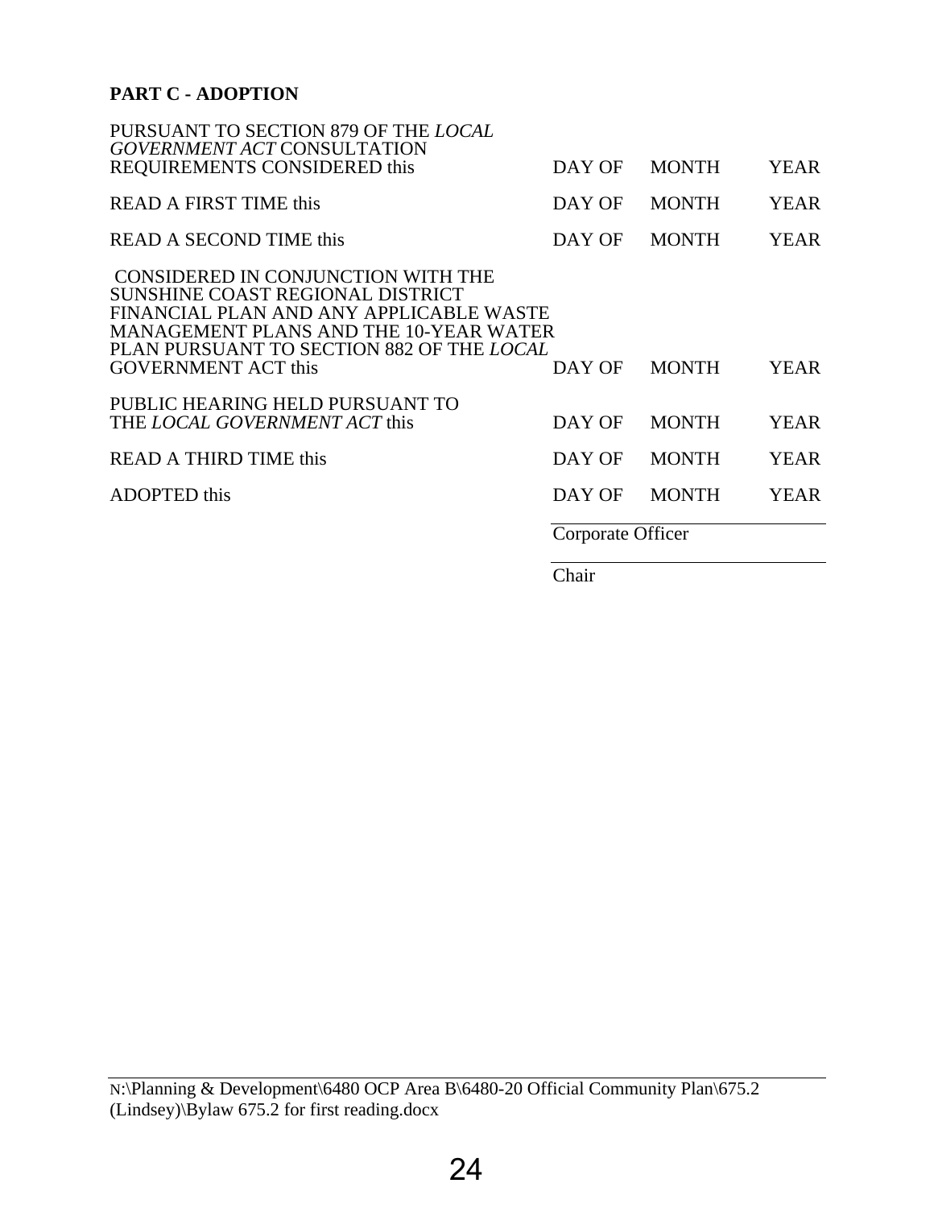**PART C - ADOPTION**

| | | | |
|---|---|---|---|
| PURSUANT TO SECTION 879 OF THE *LOCAL GOVERNMENT ACT* CONSULTATION REQUIREMENTS CONSIDERED this | DAY OF | MONTH | YEAR |
| READ A FIRST TIME this | DAY OF | MONTH | YEAR |
| READ A SECOND TIME this | DAY OF | MONTH | YEAR |
| CONSIDERED IN CONJUNCTION WITH THE SUNSHINE COAST REGIONAL DISTRICT FINANCIAL PLAN AND ANY APPLICABLE WASTE MANAGEMENT PLANS AND THE 10-YEAR WATER PLAN PURSUANT TO SECTION 882 OF THE *LOCAL* GOVERNMENT ACT this | DAY OF | MONTH | YEAR |
| PUBLIC HEARING HELD PURSUANT TO THE *LOCAL GOVERNMENT ACT* this | DAY OF | MONTH | YEAR |
| READ A THIRD TIME this | DAY OF | MONTH | YEAR |
| ADOPTED this | DAY OF | MONTH | YEAR |

Corporate Officer

Chair

N:\Planning & Development\6480 OCP Area B\6480-20 Official Community Plan\675.2 (Lindsey)\Bylaw 675.2 for first reading.docx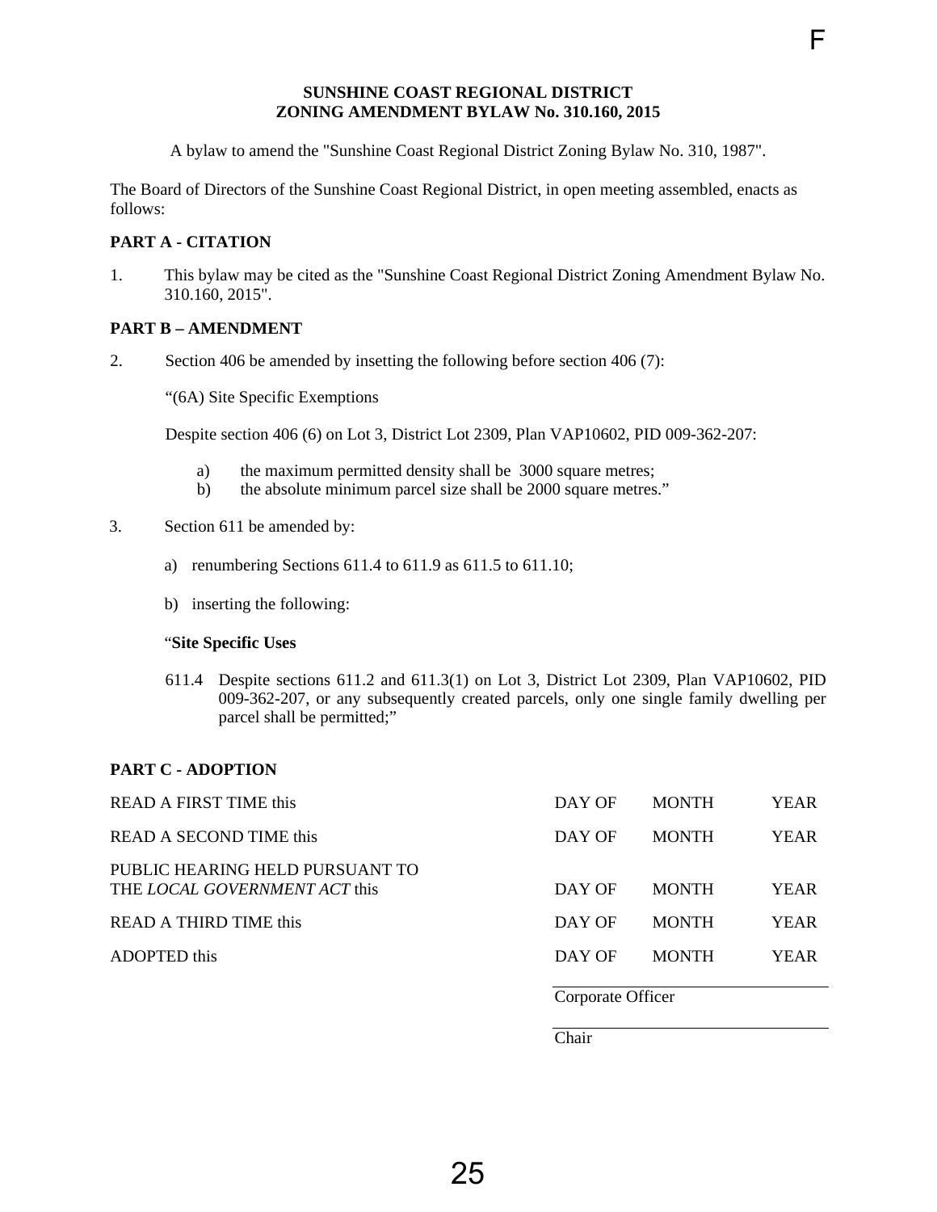F

**SUNSHINE COAST REGIONAL DISTRICT**
**ZONING AMENDMENT BYLAW No. 310.160, 2015**

A bylaw to amend the "Sunshine Coast Regional District Zoning Bylaw No. 310, 1987".

The Board of Directors of the Sunshine Coast Regional District, in open meeting assembled, enacts as follows:

**PART A - CITATION**

1. This bylaw may be cited as the "Sunshine Coast Regional District Zoning Amendment Bylaw No. 310.160, 2015".

**PART B – AMENDMENT**

2. Section 406 be amended by insetting the following before section 406 (7):

   "(6A) Site Specific Exemptions

   Despite section 406 (6) on Lot 3, District Lot 2309, Plan VAP10602, PID 009-362-207:

   a) the maximum permitted density shall be 3000 square metres;
   b) the absolute minimum parcel size shall be 2000 square metres."

3. Section 611 be amended by:

   a) renumbering Sections 611.4 to 611.9 as 611.5 to 611.10;

   b) inserting the following:

   "**Site Specific Uses**

   611.4 Despite sections 611.2 and 611.3(1) on Lot 3, District Lot 2309, Plan VAP10602, PID 009-362-207, or any subsequently created parcels, only one single family dwelling per parcel shall be permitted;"

**PART C - ADOPTION**

| | | | |
|---|---|---|---|
| READ A FIRST TIME this | DAY OF | MONTH | YEAR |
| READ A SECOND TIME this | DAY OF | MONTH | YEAR |
| PUBLIC HEARING HELD PURSUANT TO THE *LOCAL GOVERNMENT ACT* this | DAY OF | MONTH | YEAR |
| READ A THIRD TIME this | DAY OF | MONTH | YEAR |
| ADOPTED this | DAY OF | MONTH | YEAR |

Corporate Officer

Chair